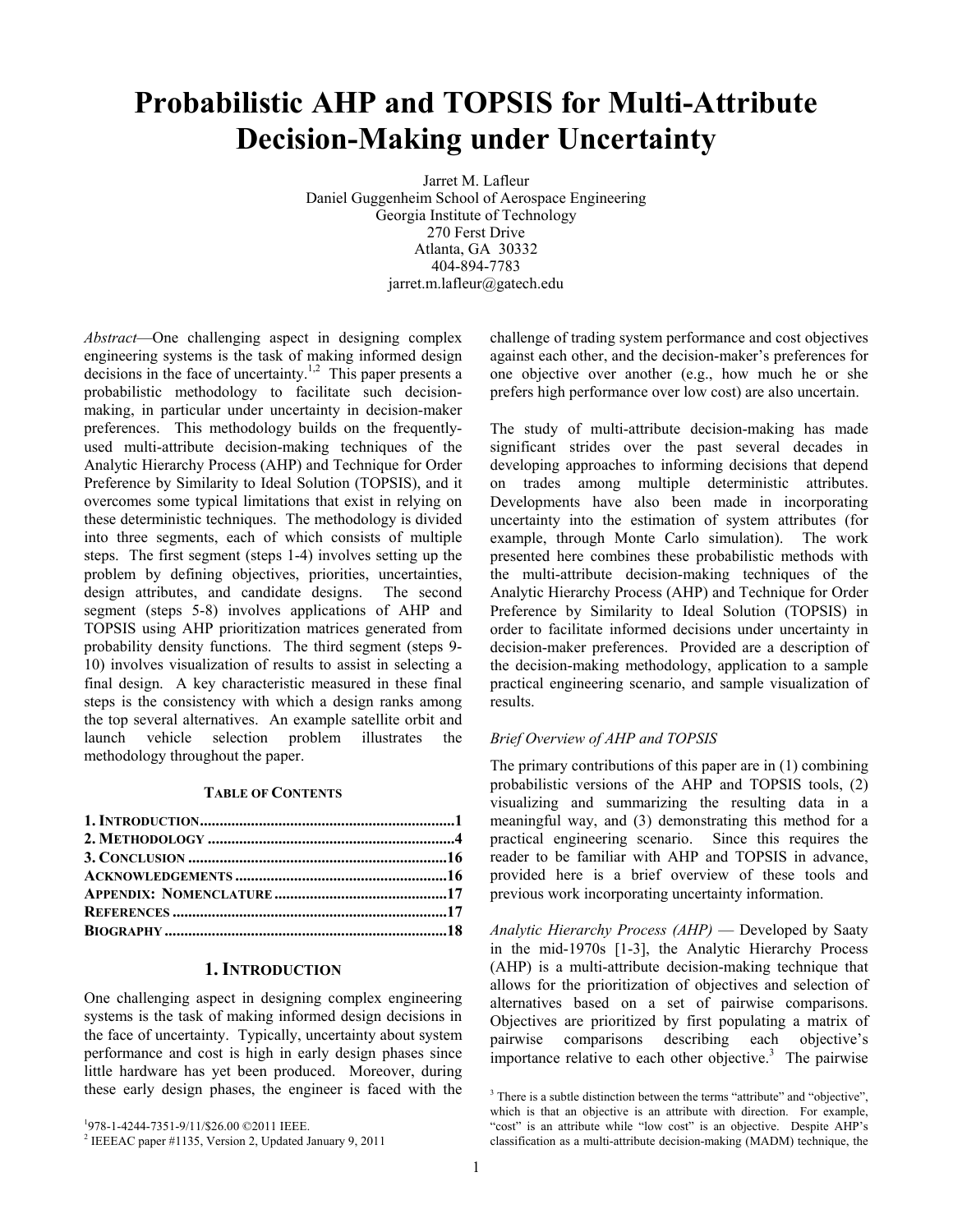# Probabilistic AHP and TOPSIS for Multi-Attribute Decision-Making under Uncertainty

Jarret M. Lafleur
Daniel Guggenheim School of Aerospace Engineering
Georgia Institute of Technology
270 Ferst Drive
Atlanta, GA 30332
404-894-7783
jarret.m.lafleur@gatech.edu

*Abstract*—One challenging aspect in designing complex engineering systems is the task of making informed design decisions in the face of uncertainty.[1,2] This paper presents a probabilistic methodology to facilitate such decision-making, in particular under uncertainty in decision-maker preferences. This methodology builds on the frequently-used multi-attribute decision-making techniques of the Analytic Hierarchy Process (AHP) and Technique for Order Preference by Similarity to Ideal Solution (TOPSIS), and it overcomes some typical limitations that exist in relying on these deterministic techniques. The methodology is divided into three segments, each of which consists of multiple steps. The first segment (steps 1-4) involves setting up the problem by defining objectives, priorities, uncertainties, design attributes, and candidate designs. The second segment (steps 5-8) involves applications of AHP and TOPSIS using AHP prioritization matrices generated from probability density functions. The third segment (steps 9-10) involves visualization of results to assist in selecting a final design. A key characteristic measured in these final steps is the consistency with which a design ranks among the top several alternatives. An example satellite orbit and launch vehicle selection problem illustrates the methodology throughout the paper.

**TABLE OF CONTENTS**

**1. INTRODUCTION ........ 1**
**2. METHODOLOGY ........ 4**
**3. CONCLUSION ........ 16**
**ACKNOWLEDGEMENTS ........ 16**
**APPENDIX: NOMENCLATURE ........ 17**
**REFERENCES ........ 17**
**BIOGRAPHY ........ 18**

## 1. INTRODUCTION

One challenging aspect in designing complex engineering systems is the task of making informed design decisions in the face of uncertainty. Typically, uncertainty about system performance and cost is high in early design phases since little hardware has yet been produced. Moreover, during these early design phases, the engineer is faced with the challenge of trading system performance and cost objectives against each other, and the decision-maker's preferences for one objective over another (e.g., how much he or she prefers high performance over low cost) are also uncertain.

The study of multi-attribute decision-making has made significant strides over the past several decades in developing approaches to informing decisions that depend on trades among multiple deterministic attributes. Developments have also been made in incorporating uncertainty into the estimation of system attributes (for example, through Monte Carlo simulation). The work presented here combines these probabilistic methods with the multi-attribute decision-making techniques of the Analytic Hierarchy Process (AHP) and Technique for Order Preference by Similarity to Ideal Solution (TOPSIS) in order to facilitate informed decisions under uncertainty in decision-maker preferences. Provided are a description of the decision-making methodology, application to a sample practical engineering scenario, and sample visualization of results.

### *Brief Overview of AHP and TOPSIS*

The primary contributions of this paper are in (1) combining probabilistic versions of the AHP and TOPSIS tools, (2) visualizing and summarizing the resulting data in a meaningful way, and (3) demonstrating this method for a practical engineering scenario. Since this requires the reader to be familiar with AHP and TOPSIS in advance, provided here is a brief overview of these tools and previous work incorporating uncertainty information.

*Analytic Hierarchy Process (AHP)* — Developed by Saaty in the mid-1970s [1-3], the Analytic Hierarchy Process (AHP) is a multi-attribute decision-making technique that allows for the prioritization of objectives and selection of alternatives based on a set of pairwise comparisons. Objectives are prioritized by first populating a matrix of pairwise comparisons describing each objective's importance relative to each other objective.[3] The pairwise

[1] 978-1-4244-7351-9/11/$26.00 ©2011 IEEE.
[2] IEEEAC paper #1135, Version 2, Updated January 9, 2011

[3] There is a subtle distinction between the terms "attribute" and "objective", which is that an objective is an attribute with direction. For example, "cost" is an attribute while "low cost" is an objective. Despite AHP's classification as a multi-attribute decision-making (MADM) technique, the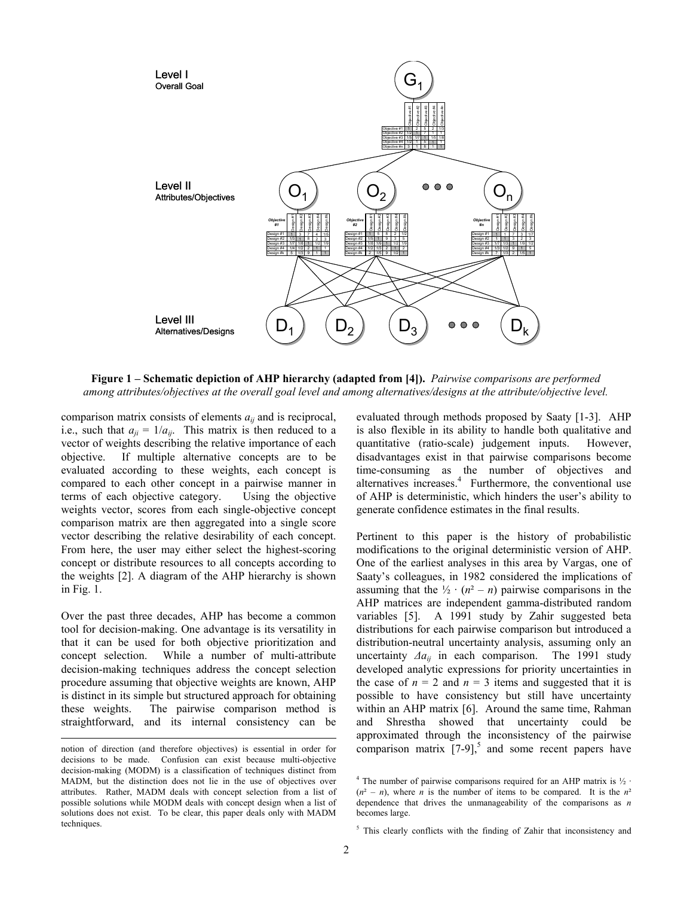**Figure 1 – Schematic depiction of AHP hierarchy (adapted from [4]).** *Pairwise comparisons are performed among attributes/objectives at the overall goal level and among alternatives/designs at the attribute/objective level.*

comparison matrix consists of elements $a_{ij}$ and is reciprocal, i.e., such that $a_{ji} = 1/a_{ij}$. This matrix is then reduced to a vector of weights describing the relative importance of each objective. If multiple alternative concepts are to be evaluated according to these weights, each concept is compared to each other concept in a pairwise manner in terms of each objective category. Using the objective weights vector, scores from each single-objective concept comparison matrix are then aggregated into a single score vector describing the relative desirability of each concept. From here, the user may either select the highest-scoring concept or distribute resources to all concepts according to the weights [2]. A diagram of the AHP hierarchy is shown in Fig. 1.

Over the past three decades, AHP has become a common tool for decision-making. One advantage is its versatility in that it can be used for both objective prioritization and concept selection. While a number of multi-attribute decision-making techniques address the concept selection procedure assuming that objective weights are known, AHP is distinct in its simple but structured approach for obtaining these weights. The pairwise comparison method is straightforward, and its internal consistency can be evaluated through methods proposed by Saaty [1-3]. AHP is also flexible in its ability to handle both qualitative and quantitative (ratio-scale) judgement inputs. However, disadvantages exist in that pairwise comparisons become time-consuming as the number of objectives and alternatives increases.[4] Furthermore, the conventional use of AHP is deterministic, which hinders the user's ability to generate confidence estimates in the final results.

Pertinent to this paper is the history of probabilistic modifications to the original deterministic version of AHP. One of the earliest analyses in this area by Vargas, one of Saaty's colleagues, in 1982 considered the implications of assuming that the $\frac{1}{2} \cdot (n^2 - n)$ pairwise comparisons in the AHP matrices are independent gamma-distributed random variables [5]. A 1991 study by Zahir suggested beta distributions for each pairwise comparison but introduced a distribution-neutral uncertainty analysis, assuming only an uncertainty $\Delta a_{ij}$ in each comparison. The 1991 study developed analytic expressions for priority uncertainties in the case of $n = 2$ and $n = 3$ items and suggested that it is possible to have consistency but still have uncertainty within an AHP matrix [6]. Around the same time, Rahman and Shrestha showed that uncertainty could be approximated through the inconsistency of the pairwise comparison matrix [7-9],[5] and some recent papers have

---

notion of direction (and therefore objectives) is essential in order for decisions to be made. Confusion can exist because multi-objective decision-making (MODM) is a classification of techniques distinct from MADM, but the distinction does not lie in the use of objectives over attributes. Rather, MADM deals with concept selection from a list of possible solutions while MODM deals with concept design when a list of solutions does not exist. To be clear, this paper deals only with MADM techniques.

[4] The number of pairwise comparisons required for an AHP matrix is $\frac{1}{2} \cdot (n^2 - n)$, where $n$ is the number of items to be compared. It is the $n^2$ dependence that drives the unmanageability of the comparisons as $n$ becomes large.

[5] This clearly conflicts with the finding of Zahir that inconsistency and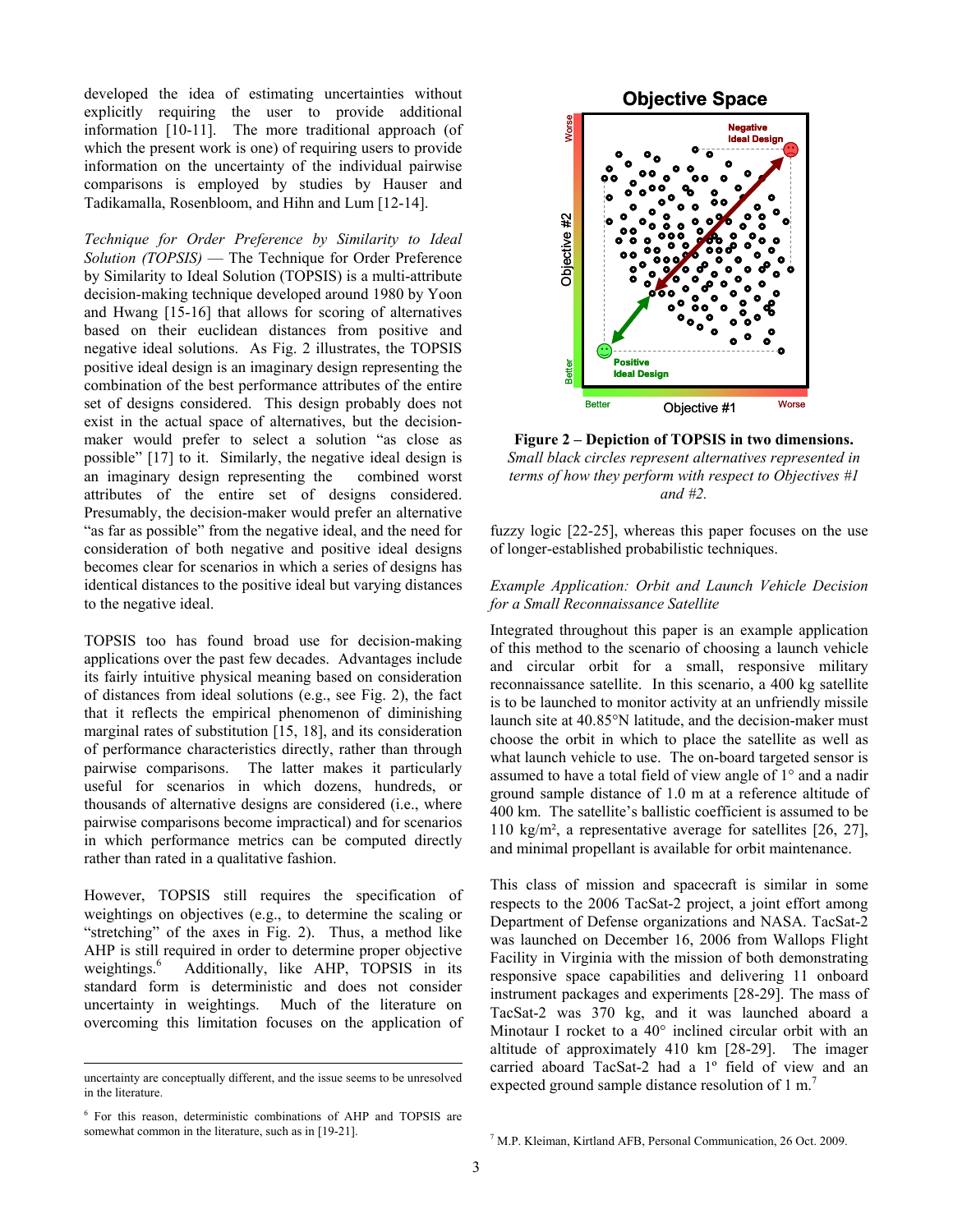developed the idea of estimating uncertainties without explicitly requiring the user to provide additional information [10-11]. The more traditional approach (of which the present work is one) of requiring users to provide information on the uncertainty of the individual pairwise comparisons is employed by studies by Hauser and Tadikamalla, Rosenbloom, and Hihn and Lum [12-14].

*Technique for Order Preference by Similarity to Ideal Solution (TOPSIS)* — The Technique for Order Preference by Similarity to Ideal Solution (TOPSIS) is a multi-attribute decision-making technique developed around 1980 by Yoon and Hwang [15-16] that allows for scoring of alternatives based on their euclidean distances from positive and negative ideal solutions. As Fig. 2 illustrates, the TOPSIS positive ideal design is an imaginary design representing the combination of the best performance attributes of the entire set of designs considered. This design probably does not exist in the actual space of alternatives, but the decision-maker would prefer to select a solution "as close as possible" [17] to it. Similarly, the negative ideal design is an imaginary design representing the combined worst attributes of the entire set of designs considered. Presumably, the decision-maker would prefer an alternative "as far as possible" from the negative ideal, and the need for consideration of both negative and positive ideal designs becomes clear for scenarios in which a series of designs has identical distances to the positive ideal but varying distances to the negative ideal.

TOPSIS too has found broad use for decision-making applications over the past few decades. Advantages include its fairly intuitive physical meaning based on consideration of distances from ideal solutions (e.g., see Fig. 2), the fact that it reflects the empirical phenomenon of diminishing marginal rates of substitution [15, 18], and its consideration of performance characteristics directly, rather than through pairwise comparisons. The latter makes it particularly useful for scenarios in which dozens, hundreds, or thousands of alternative designs are considered (i.e., where pairwise comparisons become impractical) and for scenarios in which performance metrics can be computed directly rather than rated in a qualitative fashion.

However, TOPSIS still requires the specification of weightings on objectives (e.g., to determine the scaling or "stretching" of the axes in Fig. 2). Thus, a method like AHP is still required in order to determine proper objective weightings.[6] Additionally, like AHP, TOPSIS in its standard form is deterministic and does not consider uncertainty in weightings. Much of the literature on overcoming this limitation focuses on the application of fuzzy logic [22-25], whereas this paper focuses on the use of longer-established probabilistic techniques.

**Figure 2 – Depiction of TOPSIS in two dimensions.** *Small black circles represent alternatives represented in terms of how they perform with respect to Objectives #1 and #2.*

*Example Application: Orbit and Launch Vehicle Decision for a Small Reconnaissance Satellite*

Integrated throughout this paper is an example application of this method to the scenario of choosing a launch vehicle and circular orbit for a small, responsive military reconnaissance satellite. In this scenario, a 400 kg satellite is to be launched to monitor activity at an unfriendly missile launch site at 40.85°N latitude, and the decision-maker must choose the orbit in which to place the satellite as well as what launch vehicle to use. The on-board targeted sensor is assumed to have a total field of view angle of 1° and a nadir ground sample distance of 1.0 m at a reference altitude of 400 km. The satellite's ballistic coefficient is assumed to be 110 kg/m², a representative average for satellites [26, 27], and minimal propellant is available for orbit maintenance.

This class of mission and spacecraft is similar in some respects to the 2006 TacSat-2 project, a joint effort among Department of Defense organizations and NASA. TacSat-2 was launched on December 16, 2006 from Wallops Flight Facility in Virginia with the mission of both demonstrating responsive space capabilities and delivering 11 onboard instrument packages and experiments [28-29]. The mass of TacSat-2 was 370 kg, and it was launched aboard a Minotaur I rocket to a 40° inclined circular orbit with an altitude of approximately 410 km [28-29]. The imager carried aboard TacSat-2 had a 1º field of view and an expected ground sample distance resolution of 1 m.[7]

---

uncertainty are conceptually different, and the issue seems to be unresolved in the literature.

[6] For this reason, deterministic combinations of AHP and TOPSIS are somewhat common in the literature, such as in [19-21].

[7] M.P. Kleiman, Kirtland AFB, Personal Communication, 26 Oct. 2009.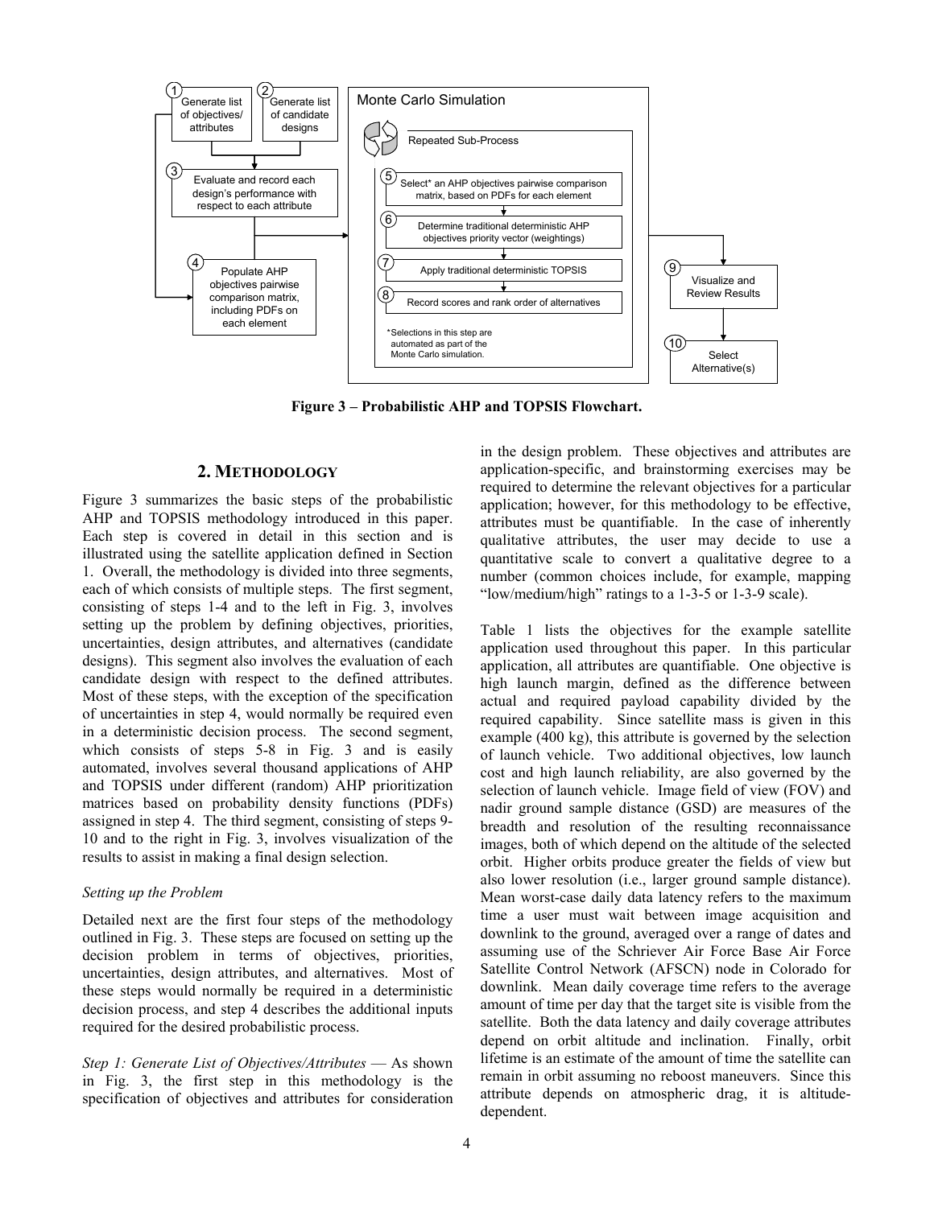**Figure 3 – Probabilistic AHP and TOPSIS Flowchart.**

## 2. METHODOLOGY

Figure 3 summarizes the basic steps of the probabilistic AHP and TOPSIS methodology introduced in this paper. Each step is covered in detail in this section and is illustrated using the satellite application defined in Section 1. Overall, the methodology is divided into three segments, each of which consists of multiple steps. The first segment, consisting of steps 1-4 and to the left in Fig. 3, involves setting up the problem by defining objectives, priorities, uncertainties, design attributes, and alternatives (candidate designs). This segment also involves the evaluation of each candidate design with respect to the defined attributes. Most of these steps, with the exception of the specification of uncertainties in step 4, would normally be required even in a deterministic decision process. The second segment, which consists of steps 5-8 in Fig. 3 and is easily automated, involves several thousand applications of AHP and TOPSIS under different (random) AHP prioritization matrices based on probability density functions (PDFs) assigned in step 4. The third segment, consisting of steps 9-10 and to the right in Fig. 3, involves visualization of the results to assist in making a final design selection.

*Setting up the Problem*

Detailed next are the first four steps of the methodology outlined in Fig. 3. These steps are focused on setting up the decision problem in terms of objectives, priorities, uncertainties, design attributes, and alternatives. Most of these steps would normally be required in a deterministic decision process, and step 4 describes the additional inputs required for the desired probabilistic process.

*Step 1: Generate List of Objectives/Attributes* — As shown in Fig. 3, the first step in this methodology is the specification of objectives and attributes for consideration in the design problem. These objectives and attributes are application-specific, and brainstorming exercises may be required to determine the relevant objectives for a particular application; however, for this methodology to be effective, attributes must be quantifiable. In the case of inherently qualitative attributes, the user may decide to use a quantitative scale to convert a qualitative degree to a number (common choices include, for example, mapping "low/medium/high" ratings to a 1-3-5 or 1-3-9 scale).

Table 1 lists the objectives for the example satellite application used throughout this paper. In this particular application, all attributes are quantifiable. One objective is high launch margin, defined as the difference between actual and required payload capability divided by the required capability. Since satellite mass is given in this example (400 kg), this attribute is governed by the selection of launch vehicle. Two additional objectives, low launch cost and high launch reliability, are also governed by the selection of launch vehicle. Image field of view (FOV) and nadir ground sample distance (GSD) are measures of the breadth and resolution of the resulting reconnaissance images, both of which depend on the altitude of the selected orbit. Higher orbits produce greater the fields of view but also lower resolution (i.e., larger ground sample distance). Mean worst-case daily data latency refers to the maximum time a user must wait between image acquisition and downlink to the ground, averaged over a range of dates and assuming use of the Schriever Air Force Base Air Force Satellite Control Network (AFSCN) node in Colorado for downlink. Mean daily coverage time refers to the average amount of time per day that the target site is visible from the satellite. Both the data latency and daily coverage attributes depend on orbit altitude and inclination. Finally, orbit lifetime is an estimate of the amount of time the satellite can remain in orbit assuming no reboost maneuvers. Since this attribute depends on atmospheric drag, it is altitude-dependent.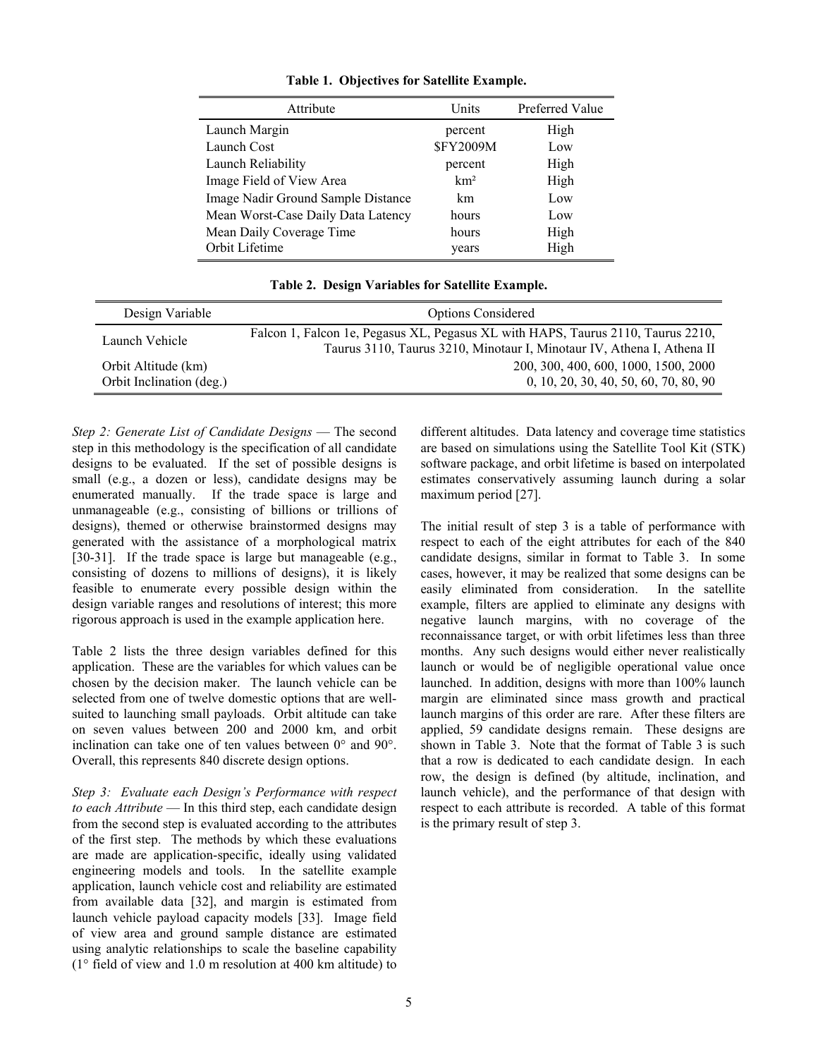**Table 1. Objectives for Satellite Example.**

| Attribute | Units | Preferred Value |
|---|---|---|
| Launch Margin | percent | High |
| Launch Cost | $FY2009M | Low |
| Launch Reliability | percent | High |
| Image Field of View Area | km² | High |
| Image Nadir Ground Sample Distance | km | Low |
| Mean Worst-Case Daily Data Latency | hours | Low |
| Mean Daily Coverage Time | hours | High |
| Orbit Lifetime | years | High |

**Table 2. Design Variables for Satellite Example.**

| Design Variable | Options Considered |
|---|---|
| Launch Vehicle | Falcon 1, Falcon 1e, Pegasus XL, Pegasus XL with HAPS, Taurus 2110, Taurus 2210, Taurus 3110, Taurus 3210, Minotaur I, Minotaur IV, Athena I, Athena II |
| Orbit Altitude (km) | 200, 300, 400, 600, 1000, 1500, 2000 |
| Orbit Inclination (deg.) | 0, 10, 20, 30, 40, 50, 60, 70, 80, 90 |

*Step 2: Generate List of Candidate Designs* — The second step in this methodology is the specification of all candidate designs to be evaluated. If the set of possible designs is small (e.g., a dozen or less), candidate designs may be enumerated manually. If the trade space is large and unmanageable (e.g., consisting of billions or trillions of designs), themed or otherwise brainstormed designs may generated with the assistance of a morphological matrix [30-31]. If the trade space is large but manageable (e.g., consisting of dozens to millions of designs), it is likely feasible to enumerate every possible design within the design variable ranges and resolutions of interest; this more rigorous approach is used in the example application here.

Table 2 lists the three design variables defined for this application. These are the variables for which values can be chosen by the decision maker. The launch vehicle can be selected from one of twelve domestic options that are well-suited to launching small payloads. Orbit altitude can take on seven values between 200 and 2000 km, and orbit inclination can take one of ten values between 0° and 90°. Overall, this represents 840 discrete design options.

*Step 3: Evaluate each Design's Performance with respect to each Attribute* — In this third step, each candidate design from the second step is evaluated according to the attributes of the first step. The methods by which these evaluations are made are application-specific, ideally using validated engineering models and tools. In the satellite example application, launch vehicle cost and reliability are estimated from available data [32], and margin is estimated from launch vehicle payload capacity models [33]. Image field of view area and ground sample distance are estimated using analytic relationships to scale the baseline capability (1° field of view and 1.0 m resolution at 400 km altitude) to different altitudes. Data latency and coverage time statistics are based on simulations using the Satellite Tool Kit (STK) software package, and orbit lifetime is based on interpolated estimates conservatively assuming launch during a solar maximum period [27].

The initial result of step 3 is a table of performance with respect to each of the eight attributes for each of the 840 candidate designs, similar in format to Table 3. In some cases, however, it may be realized that some designs can be easily eliminated from consideration. In the satellite example, filters are applied to eliminate any designs with negative launch margins, with no coverage of the reconnaissance target, or with orbit lifetimes less than three months. Any such designs would either never realistically launch or would be of negligible operational value once launched. In addition, designs with more than 100% launch margin are eliminated since mass growth and practical launch margins of this order are rare. After these filters are applied, 59 candidate designs remain. These designs are shown in Table 3. Note that the format of Table 3 is such that a row is dedicated to each candidate design. In each row, the design is defined (by altitude, inclination, and launch vehicle), and the performance of that design with respect to each attribute is recorded. A table of this format is the primary result of step 3.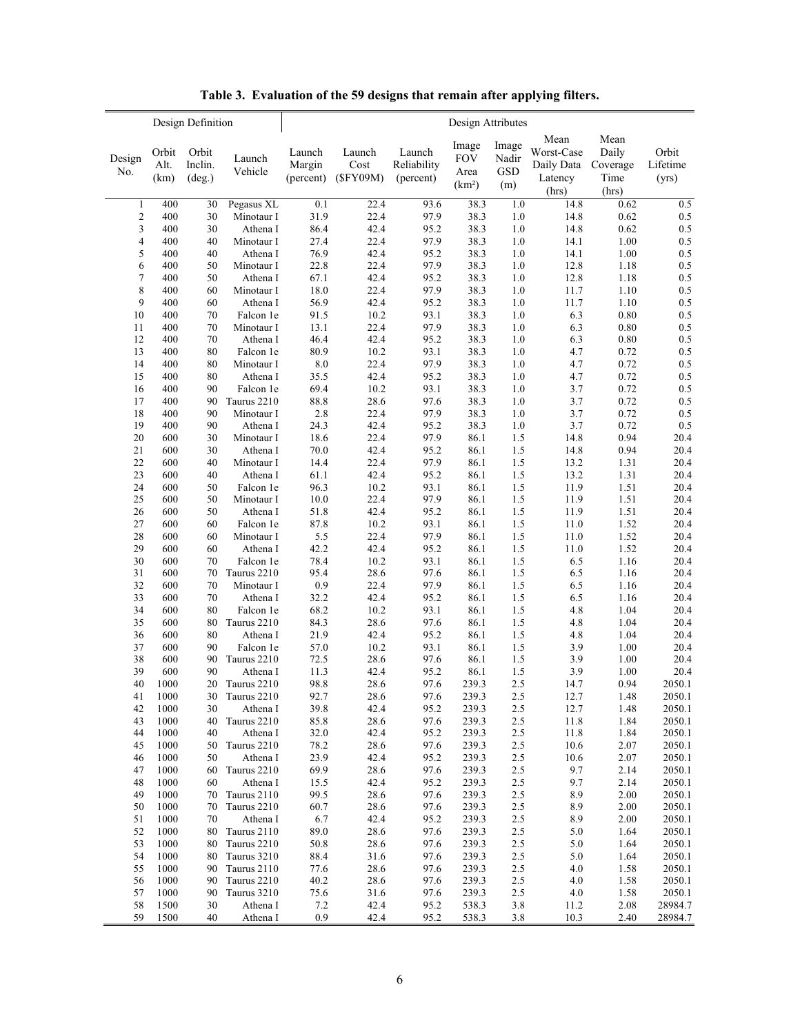**Table 3. Evaluation of the 59 designs that remain after applying filters.**

| Design Definition | | | | Design Attributes | | | | | | | |
|---|---|---|---|---|---|---|---|---|---|---|---|
| Design No. | Orbit Alt. (km) | Orbit Inclin. (deg.) | Launch Vehicle | Launch Margin (percent) | Launch Cost ($FY09M) | Launch Reliability (percent) | Image FOV Area ($km^2$) | Image Nadir GSD (m) | Mean Worst-Case Daily Data Latency (hrs) | Mean Daily Coverage Time (hrs) | Orbit Lifetime (yrs) |
| 1 | 400 | 30 | Pegasus XL | 0.1 | 22.4 | 93.6 | 38.3 | 1.0 | 14.8 | 0.62 | 0.5 |
| 2 | 400 | 30 | Minotaur I | 31.9 | 22.4 | 97.9 | 38.3 | 1.0 | 14.8 | 0.62 | 0.5 |
| 3 | 400 | 30 | Athena I | 86.4 | 42.4 | 95.2 | 38.3 | 1.0 | 14.8 | 0.62 | 0.5 |
| 4 | 400 | 40 | Minotaur I | 27.4 | 22.4 | 97.9 | 38.3 | 1.0 | 14.1 | 1.00 | 0.5 |
| 5 | 400 | 40 | Athena I | 76.9 | 42.4 | 95.2 | 38.3 | 1.0 | 14.1 | 1.00 | 0.5 |
| 6 | 400 | 50 | Minotaur I | 22.8 | 22.4 | 97.9 | 38.3 | 1.0 | 12.8 | 1.18 | 0.5 |
| 7 | 400 | 50 | Athena I | 67.1 | 42.4 | 95.2 | 38.3 | 1.0 | 12.8 | 1.18 | 0.5 |
| 8 | 400 | 60 | Minotaur I | 18.0 | 22.4 | 97.9 | 38.3 | 1.0 | 11.7 | 1.10 | 0.5 |
| 9 | 400 | 60 | Athena I | 56.9 | 42.4 | 95.2 | 38.3 | 1.0 | 11.7 | 1.10 | 0.5 |
| 10 | 400 | 70 | Falcon 1e | 91.5 | 10.2 | 93.1 | 38.3 | 1.0 | 6.3 | 0.80 | 0.5 |
| 11 | 400 | 70 | Minotaur I | 13.1 | 22.4 | 97.9 | 38.3 | 1.0 | 6.3 | 0.80 | 0.5 |
| 12 | 400 | 70 | Athena I | 46.4 | 42.4 | 95.2 | 38.3 | 1.0 | 6.3 | 0.80 | 0.5 |
| 13 | 400 | 80 | Falcon 1e | 80.9 | 10.2 | 93.1 | 38.3 | 1.0 | 4.7 | 0.72 | 0.5 |
| 14 | 400 | 80 | Minotaur I | 8.0 | 22.4 | 97.9 | 38.3 | 1.0 | 4.7 | 0.72 | 0.5 |
| 15 | 400 | 80 | Athena I | 35.5 | 42.4 | 95.2 | 38.3 | 1.0 | 4.7 | 0.72 | 0.5 |
| 16 | 400 | 90 | Falcon 1e | 69.4 | 10.2 | 93.1 | 38.3 | 1.0 | 3.7 | 0.72 | 0.5 |
| 17 | 400 | 90 | Taurus 2210 | 88.8 | 28.6 | 97.6 | 38.3 | 1.0 | 3.7 | 0.72 | 0.5 |
| 18 | 400 | 90 | Minotaur I | 2.8 | 22.4 | 97.9 | 38.3 | 1.0 | 3.7 | 0.72 | 0.5 |
| 19 | 400 | 90 | Athena I | 24.3 | 42.4 | 95.2 | 38.3 | 1.0 | 3.7 | 0.72 | 0.5 |
| 20 | 600 | 30 | Minotaur I | 18.6 | 22.4 | 97.9 | 86.1 | 1.5 | 14.8 | 0.94 | 20.4 |
| 21 | 600 | 30 | Athena I | 70.0 | 42.4 | 95.2 | 86.1 | 1.5 | 14.8 | 0.94 | 20.4 |
| 22 | 600 | 40 | Minotaur I | 14.4 | 22.4 | 97.9 | 86.1 | 1.5 | 13.2 | 1.31 | 20.4 |
| 23 | 600 | 40 | Athena I | 61.1 | 42.4 | 95.2 | 86.1 | 1.5 | 13.2 | 1.31 | 20.4 |
| 24 | 600 | 50 | Falcon 1e | 96.3 | 10.2 | 93.1 | 86.1 | 1.5 | 11.9 | 1.51 | 20.4 |
| 25 | 600 | 50 | Minotaur I | 10.0 | 22.4 | 97.9 | 86.1 | 1.5 | 11.9 | 1.51 | 20.4 |
| 26 | 600 | 50 | Athena I | 51.8 | 42.4 | 95.2 | 86.1 | 1.5 | 11.9 | 1.51 | 20.4 |
| 27 | 600 | 60 | Falcon 1e | 87.8 | 10.2 | 93.1 | 86.1 | 1.5 | 11.0 | 1.52 | 20.4 |
| 28 | 600 | 60 | Minotaur I | 5.5 | 22.4 | 97.9 | 86.1 | 1.5 | 11.0 | 1.52 | 20.4 |
| 29 | 600 | 60 | Athena I | 42.2 | 42.4 | 95.2 | 86.1 | 1.5 | 11.0 | 1.52 | 20.4 |
| 30 | 600 | 70 | Falcon 1e | 78.4 | 10.2 | 93.1 | 86.1 | 1.5 | 6.5 | 1.16 | 20.4 |
| 31 | 600 | 70 | Taurus 2210 | 95.4 | 28.6 | 97.6 | 86.1 | 1.5 | 6.5 | 1.16 | 20.4 |
| 32 | 600 | 70 | Minotaur I | 0.9 | 22.4 | 97.9 | 86.1 | 1.5 | 6.5 | 1.16 | 20.4 |
| 33 | 600 | 70 | Athena I | 32.2 | 42.4 | 95.2 | 86.1 | 1.5 | 6.5 | 1.16 | 20.4 |
| 34 | 600 | 80 | Falcon 1e | 68.2 | 10.2 | 93.1 | 86.1 | 1.5 | 4.8 | 1.04 | 20.4 |
| 35 | 600 | 80 | Taurus 2210 | 84.3 | 28.6 | 97.6 | 86.1 | 1.5 | 4.8 | 1.04 | 20.4 |
| 36 | 600 | 80 | Athena I | 21.9 | 42.4 | 95.2 | 86.1 | 1.5 | 4.8 | 1.04 | 20.4 |
| 37 | 600 | 90 | Falcon 1e | 57.0 | 10.2 | 93.1 | 86.1 | 1.5 | 3.9 | 1.00 | 20.4 |
| 38 | 600 | 90 | Taurus 2210 | 72.5 | 28.6 | 97.6 | 86.1 | 1.5 | 3.9 | 1.00 | 20.4 |
| 39 | 600 | 90 | Athena I | 11.3 | 42.4 | 95.2 | 86.1 | 1.5 | 3.9 | 1.00 | 20.4 |
| 40 | 1000 | 20 | Taurus 2210 | 98.8 | 28.6 | 97.6 | 239.3 | 2.5 | 14.7 | 0.94 | 2050.1 |
| 41 | 1000 | 30 | Taurus 2210 | 92.7 | 28.6 | 97.6 | 239.3 | 2.5 | 12.7 | 1.48 | 2050.1 |
| 42 | 1000 | 30 | Athena I | 39.8 | 42.4 | 95.2 | 239.3 | 2.5 | 12.7 | 1.48 | 2050.1 |
| 43 | 1000 | 40 | Taurus 2210 | 85.8 | 28.6 | 97.6 | 239.3 | 2.5 | 11.8 | 1.84 | 2050.1 |
| 44 | 1000 | 40 | Athena I | 32.0 | 42.4 | 95.2 | 239.3 | 2.5 | 11.8 | 1.84 | 2050.1 |
| 45 | 1000 | 50 | Taurus 2210 | 78.2 | 28.6 | 97.6 | 239.3 | 2.5 | 10.6 | 2.07 | 2050.1 |
| 46 | 1000 | 50 | Athena I | 23.9 | 42.4 | 95.2 | 239.3 | 2.5 | 10.6 | 2.07 | 2050.1 |
| 47 | 1000 | 60 | Taurus 2210 | 69.9 | 28.6 | 97.6 | 239.3 | 2.5 | 9.7 | 2.14 | 2050.1 |
| 48 | 1000 | 60 | Athena I | 15.5 | 42.4 | 95.2 | 239.3 | 2.5 | 9.7 | 2.14 | 2050.1 |
| 49 | 1000 | 70 | Taurus 2110 | 99.5 | 28.6 | 97.6 | 239.3 | 2.5 | 8.9 | 2.00 | 2050.1 |
| 50 | 1000 | 70 | Taurus 2210 | 60.7 | 28.6 | 97.6 | 239.3 | 2.5 | 8.9 | 2.00 | 2050.1 |
| 51 | 1000 | 70 | Athena I | 6.7 | 42.4 | 95.2 | 239.3 | 2.5 | 8.9 | 2.00 | 2050.1 |
| 52 | 1000 | 80 | Taurus 2110 | 89.0 | 28.6 | 97.6 | 239.3 | 2.5 | 5.0 | 1.64 | 2050.1 |
| 53 | 1000 | 80 | Taurus 2210 | 50.8 | 28.6 | 97.6 | 239.3 | 2.5 | 5.0 | 1.64 | 2050.1 |
| 54 | 1000 | 80 | Taurus 3210 | 88.4 | 31.6 | 97.6 | 239.3 | 2.5 | 5.0 | 1.64 | 2050.1 |
| 55 | 1000 | 90 | Taurus 2110 | 77.6 | 28.6 | 97.6 | 239.3 | 2.5 | 4.0 | 1.58 | 2050.1 |
| 56 | 1000 | 90 | Taurus 2210 | 40.2 | 28.6 | 97.6 | 239.3 | 2.5 | 4.0 | 1.58 | 2050.1 |
| 57 | 1000 | 90 | Taurus 3210 | 75.6 | 31.6 | 97.6 | 239.3 | 2.5 | 4.0 | 1.58 | 2050.1 |
| 58 | 1500 | 30 | Athena I | 7.2 | 42.4 | 95.2 | 538.3 | 3.8 | 11.2 | 2.08 | 28984.7 |
| 59 | 1500 | 40 | Athena I | 0.9 | 42.4 | 95.2 | 538.3 | 3.8 | 10.3 | 2.40 | 28984.7 |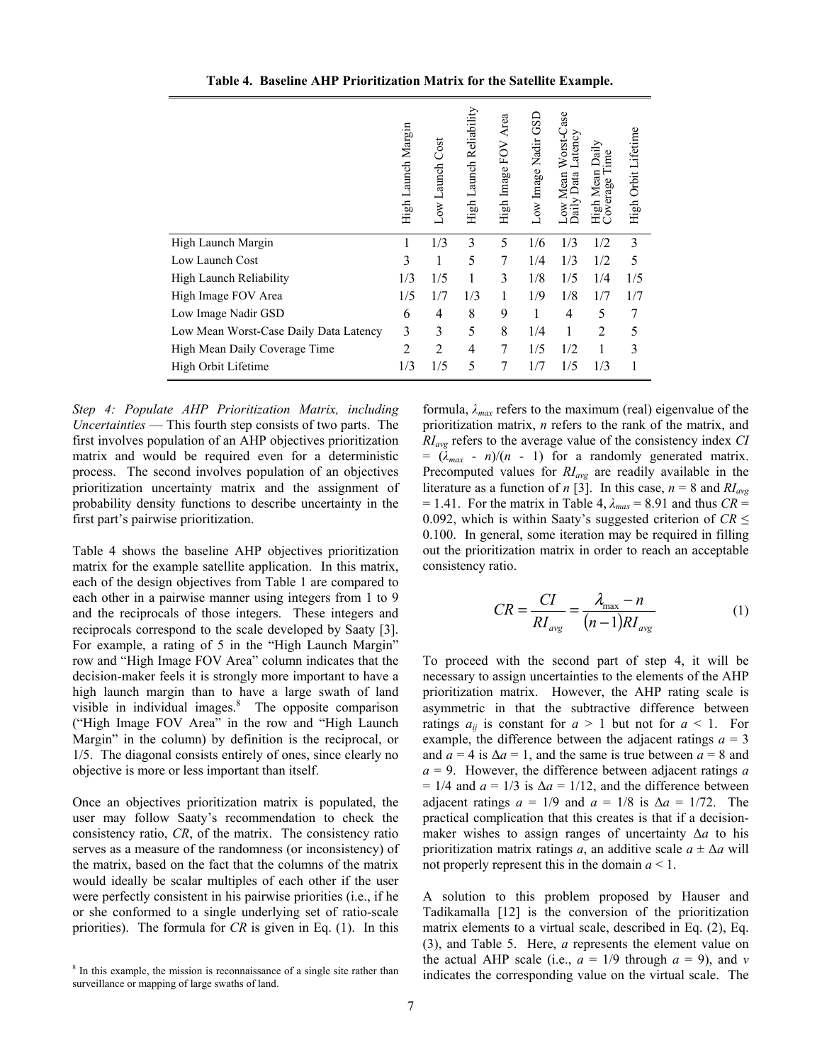**Table 4. Baseline AHP Prioritization Matrix for the Satellite Example.**

| | High Launch Margin | Low Launch Cost | High Launch Reliability | High Image FOV Area | Low Image Nadir GSD | Low Mean Worst-Case Daily Data Latency | High Mean Daily Coverage Time | High Orbit Lifetime |
|---|---|---|---|---|---|---|---|---|
| High Launch Margin | 1 | 1/3 | 3 | 5 | 1/6 | 1/3 | 1/2 | 3 |
| Low Launch Cost | 3 | 1 | 5 | 7 | 1/4 | 1/3 | 1/2 | 5 |
| High Launch Reliability | 1/3 | 1/5 | 1 | 3 | 1/8 | 1/5 | 1/4 | 1/5 |
| High Image FOV Area | 1/5 | 1/7 | 1/3 | 1 | 1/9 | 1/8 | 1/7 | 1/7 |
| Low Image Nadir GSD | 6 | 4 | 8 | 9 | 1 | 4 | 5 | 7 |
| Low Mean Worst-Case Daily Data Latency | 3 | 3 | 5 | 8 | 1/4 | 1 | 2 | 5 |
| High Mean Daily Coverage Time | 2 | 2 | 4 | 7 | 1/5 | 1/2 | 1 | 3 |
| High Orbit Lifetime | 1/3 | 1/5 | 5 | 7 | 1/7 | 1/5 | 1/3 | 1 |

*Step 4: Populate AHP Prioritization Matrix, including Uncertainties* — This fourth step consists of two parts. The first involves population of an AHP objectives prioritization matrix and would be required even for a deterministic process. The second involves population of an objectives prioritization uncertainty matrix and the assignment of probability density functions to describe uncertainty in the first part's pairwise prioritization.

Table 4 shows the baseline AHP objectives prioritization matrix for the example satellite application. In this matrix, each of the design objectives from Table 1 are compared to each other in a pairwise manner using integers from 1 to 9 and the reciprocals of those integers. These integers and reciprocals correspond to the scale developed by Saaty [3]. For example, a rating of 5 in the "High Launch Margin" row and "High Image FOV Area" column indicates that the decision-maker feels it is strongly more important to have a high launch margin than to have a large swath of land visible in individual images.[8] The opposite comparison ("High Image FOV Area" in the row and "High Launch Margin" in the column) by definition is the reciprocal, or 1/5. The diagonal consists entirely of ones, since clearly no objective is more or less important than itself.

Once an objectives prioritization matrix is populated, the user may follow Saaty's recommendation to check the consistency ratio, $CR$, of the matrix. The consistency ratio serves as a measure of the randomness (or inconsistency) of the matrix, based on the fact that the columns of the matrix would ideally be scalar multiples of each other if the user were perfectly consistent in his pairwise priorities (i.e., if he or she conformed to a single underlying set of ratio-scale priorities). The formula for $CR$ is given in Eq. (1). In this formula, $\lambda_{max}$ refers to the maximum (real) eigenvalue of the prioritization matrix, $n$ refers to the rank of the matrix, and $RI_{avg}$ refers to the average value of the consistency index $CI = (\lambda_{max} - n)/(n - 1)$ for a randomly generated matrix. Precomputed values for $RI_{avg}$ are readily available in the literature as a function of $n$ [3]. In this case, $n = 8$ and $RI_{avg} = 1.41$. For the matrix in Table 4, $\lambda_{max} = 8.91$ and thus $CR = 0.092$, which is within Saaty's suggested criterion of $CR \leq 0.100$. In general, some iteration may be required in filling out the prioritization matrix in order to reach an acceptable consistency ratio.

$$CR = \frac{CI}{RI_{avg}} = \frac{\lambda_{\max} - n}{(n-1)RI_{avg}} \tag{1}$$

To proceed with the second part of step 4, it will be necessary to assign uncertainties to the elements of the AHP prioritization matrix. However, the AHP rating scale is asymmetric in that the subtractive difference between ratings $a_{ij}$ is constant for $a > 1$ but not for $a < 1$. For example, the difference between the adjacent ratings $a = 3$ and $a = 4$ is $\Delta a = 1$, and the same is true between $a = 8$ and $a = 9$. However, the difference between adjacent ratings $a = 1/4$ and $a = 1/3$ is $\Delta a = 1/12$, and the difference between adjacent ratings $a = 1/9$ and $a = 1/8$ is $\Delta a = 1/72$. The practical complication that this creates is that if a decision-maker wishes to assign ranges of uncertainty $\Delta a$ to his prioritization matrix ratings $a$, an additive scale $a \pm \Delta a$ will not properly represent this in the domain $a < 1$.

A solution to this problem proposed by Hauser and Tadikamalla [12] is the conversion of the prioritization matrix elements to a virtual scale, described in Eq. (2), Eq. (3), and Table 5. Here, $a$ represents the element value on the actual AHP scale (i.e., $a = 1/9$ through $a = 9$), and $v$ indicates the corresponding value on the virtual scale. The

[8] In this example, the mission is reconnaissance of a single site rather than surveillance or mapping of large swaths of land.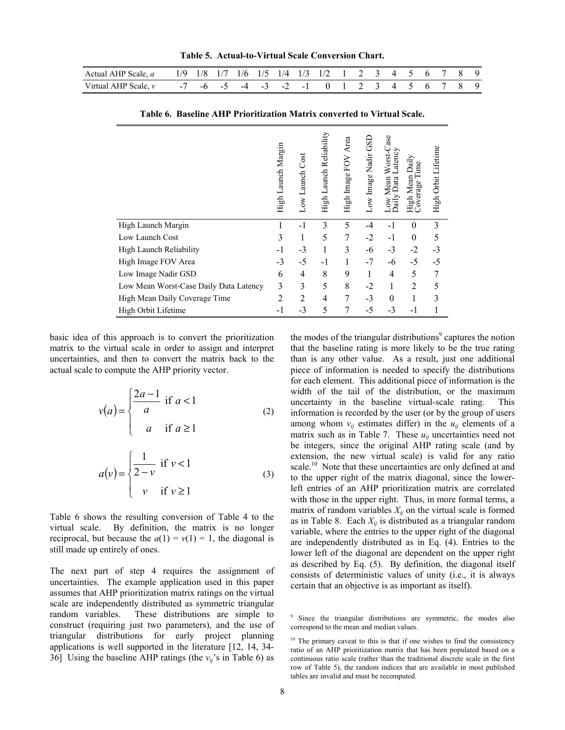**Table 5. Actual-to-Virtual Scale Conversion Chart.**

| Actual AHP Scale, $a$ | 1/9 | 1/8 | 1/7 | 1/6 | 1/5 | 1/4 | 1/3 | 1/2 | 1 | 2 | 3 | 4 | 5 | 6 | 7 | 8 | 9 |
|---|---|---|---|---|---|---|---|---|---|---|---|---|---|---|---|---|---|
| Virtual AHP Scale, $v$ | -7 | -6 | -5 | -4 | -3 | -2 | -1 | 0 | 1 | 2 | 3 | 4 | 5 | 6 | 7 | 8 | 9 |

**Table 6. Baseline AHP Prioritization Matrix converted to Virtual Scale.**

| | High Launch Margin | Low Launch Cost | High Launch Reliability | High Image FOV Area | Low Image Nadir GSD | Low Mean Worst-Case Daily Data Latency | High Mean Daily Coverage Time | High Orbit Lifetime |
|---|---|---|---|---|---|---|---|---|
| High Launch Margin | 1 | -1 | 3 | 5 | -4 | -1 | 0 | 3 |
| Low Launch Cost | 3 | 1 | 5 | 7 | -2 | -1 | 0 | 5 |
| High Launch Reliability | -1 | -3 | 1 | 3 | -6 | -3 | -2 | -3 |
| High Image FOV Area | -3 | -5 | -1 | 1 | -7 | -6 | -5 | -5 |
| Low Image Nadir GSD | 6 | 4 | 8 | 9 | 1 | 4 | 5 | 7 |
| Low Mean Worst-Case Daily Data Latency | 3 | 3 | 5 | 8 | -2 | 1 | 2 | 5 |
| High Mean Daily Coverage Time | 2 | 2 | 4 | 7 | -3 | 0 | 1 | 3 |
| High Orbit Lifetime | -1 | -3 | 5 | 7 | -5 | -3 | -1 | 1 |

basic idea of this approach is to convert the prioritization matrix to the virtual scale in order to assign and interpret uncertainties, and then to convert the matrix back to the actual scale to compute the AHP priority vector.

$$v(a) = \begin{cases} \dfrac{2a-1}{a} & \text{if } a < 1 \\ a & \text{if } a \geq 1 \end{cases} \tag{2}$$

$$a(v) = \begin{cases} \dfrac{1}{2-v} & \text{if } v < 1 \\ v & \text{if } v \geq 1 \end{cases} \tag{3}$$

Table 6 shows the resulting conversion of Table 4 to the virtual scale. By definition, the matrix is no longer reciprocal, but because the $a(1) = v(1) = 1$, the diagonal is still made up entirely of ones.

The next part of step 4 requires the assignment of uncertainties. The example application used in this paper assumes that AHP prioritization matrix ratings on the virtual scale are independently distributed as symmetric triangular random variables. These distributions are simple to construct (requiring just two parameters), and the use of triangular distributions for early project planning applications is well supported in the literature [12, 14, 34-36] Using the baseline AHP ratings (the $v_{ij}$'s in Table 6) as the modes of the triangular distributions[9] captures the notion that the baseline rating is more likely to be the true rating than is any other value. As a result, just one additional piece of information is needed to specify the distributions for each element. This additional piece of information is the width of the tail of the distribution, or the maximum uncertainty in the baseline virtual-scale rating. This information is recorded by the user (or by the group of users among whom $v_{ij}$ estimates differ) in the $u_{ij}$ elements of a matrix such as in Table 7. These $u_{ij}$ uncertainties need not be integers, since the original AHP rating scale (and by extension, the new virtual scale) is valid for any ratio scale.[10] Note that these uncertainties are only defined at and to the upper right of the matrix diagonal, since the lower-left entries of an AHP prioritization matrix are correlated with those in the upper right. Thus, in more formal terms, a matrix of random variables $X_{ij}$ on the virtual scale is formed as in Table 8. Each $X_{ij}$ is distributed as a triangular random variable, where the entries to the upper right of the diagonal are independently distributed as in Eq. (4). Entries to the lower left of the diagonal are dependent on the upper right as described by Eq. (5). By definition, the diagonal itself consists of deterministic values of unity (i.e., it is always certain that an objective is as important as itself).

[9] Since the triangular distributions are symmetric, the modes also correspond to the mean and median values.

[10] The primary caveat to this is that if one wishes to find the consistency ratio of an AHP prioritization matrix that has been populated based on a continuous ratio scale (rather than the traditional discrete scale in the first row of Table 5), the random indices that are available in most published tables are invalid and must be recomputed.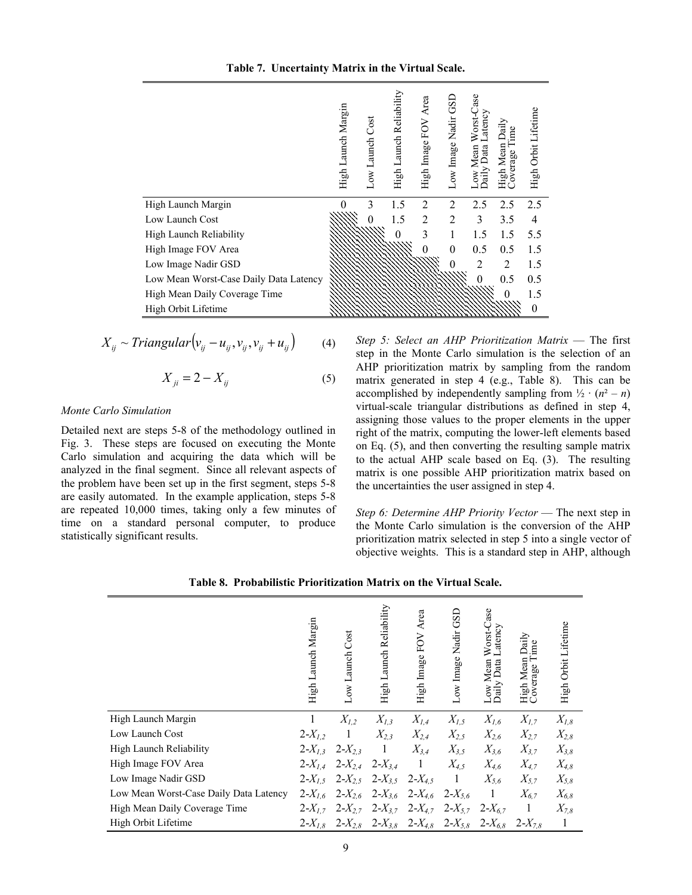**Table 7. Uncertainty Matrix in the Virtual Scale.**

| | High Launch Margin | Low Launch Cost | High Launch Reliability | High Image FOV Area | Low Image Nadir GSD | Low Mean Worst-Case Daily Data Latency | High Mean Daily Coverage Time | High Orbit Lifetime |
|---|---|---|---|---|---|---|---|---|
| High Launch Margin | 0 | 3 | 1.5 | 2 | 2 | 2.5 | 2.5 | 2.5 |
| Low Launch Cost | | 0 | 1.5 | 2 | 2 | 3 | 3.5 | 4 |
| High Launch Reliability | | | 0 | 3 | 1 | 1.5 | 1.5 | 5.5 |
| High Image FOV Area | | | | 0 | 0 | 0.5 | 0.5 | 1.5 |
| Low Image Nadir GSD | | | | | 0 | 2 | 2 | 1.5 |
| Low Mean Worst-Case Daily Data Latency | | | | | | 0 | 0.5 | 0.5 |
| High Mean Daily Coverage Time | | | | | | | 0 | 1.5 |
| High Orbit Lifetime | | | | | | | | 0 |

$$X_{ij} \sim Triangular\left(v_{ij} - u_{ij}, v_{ij}, v_{ij} + u_{ij}\right) \quad (4)$$

$$X_{ji} = 2 - X_{ij} \quad (5)$$

*Monte Carlo Simulation*

Detailed next are steps 5-8 of the methodology outlined in Fig. 3. These steps are focused on executing the Monte Carlo simulation and acquiring the data which will be analyzed in the final segment. Since all relevant aspects of the problem have been set up in the first segment, steps 5-8 are easily automated. In the example application, steps 5-8 are repeated 10,000 times, taking only a few minutes of time on a standard personal computer, to produce statistically significant results.

*Step 5: Select an AHP Prioritization Matrix* — The first step in the Monte Carlo simulation is the selection of an AHP prioritization matrix by sampling from the random matrix generated in step 4 (e.g., Table 8). This can be accomplished by independently sampling from $\frac{1}{2} \cdot (n^2 - n)$ virtual-scale triangular distributions as defined in step 4, assigning those values to the proper elements in the upper right of the matrix, computing the lower-left elements based on Eq. (5), and then converting the resulting sample matrix to the actual AHP scale based on Eq. (3). The resulting matrix is one possible AHP prioritization matrix based on the uncertainties the user assigned in step 4.

*Step 6: Determine AHP Priority Vector* — The next step in the Monte Carlo simulation is the conversion of the AHP prioritization matrix selected in step 5 into a single vector of objective weights. This is a standard step in AHP, although

**Table 8. Probabilistic Prioritization Matrix on the Virtual Scale.**

| | High Launch Margin | Low Launch Cost | High Launch Reliability | High Image FOV Area | Low Image Nadir GSD | Low Mean Worst-Case Daily Data Latency | High Mean Daily Coverage Time | High Orbit Lifetime |
|---|---|---|---|---|---|---|---|---|
| High Launch Margin | 1 | $X_{1,2}$ | $X_{1,3}$ | $X_{1,4}$ | $X_{1,5}$ | $X_{1,6}$ | $X_{1,7}$ | $X_{1,8}$ |
| Low Launch Cost | $2-X_{1,2}$ | 1 | $X_{2,3}$ | $X_{2,4}$ | $X_{2,5}$ | $X_{2,6}$ | $X_{2,7}$ | $X_{2,8}$ |
| High Launch Reliability | $2-X_{1,3}$ | $2-X_{2,3}$ | 1 | $X_{3,4}$ | $X_{3,5}$ | $X_{3,6}$ | $X_{3,7}$ | $X_{3,8}$ |
| High Image FOV Area | $2-X_{1,4}$ | $2-X_{2,4}$ | $2-X_{3,4}$ | 1 | $X_{4,5}$ | $X_{4,6}$ | $X_{4,7}$ | $X_{4,8}$ |
| Low Image Nadir GSD | $2-X_{1,5}$ | $2-X_{2,5}$ | $2-X_{3,5}$ | $2-X_{4,5}$ | 1 | $X_{5,6}$ | $X_{5,7}$ | $X_{5,8}$ |
| Low Mean Worst-Case Daily Data Latency | $2-X_{1,6}$ | $2-X_{2,6}$ | $2-X_{3,6}$ | $2-X_{4,6}$ | $2-X_{5,6}$ | 1 | $X_{6,7}$ | $X_{6,8}$ |
| High Mean Daily Coverage Time | $2-X_{1,7}$ | $2-X_{2,7}$ | $2-X_{3,7}$ | $2-X_{4,7}$ | $2-X_{5,7}$ | $2-X_{6,7}$ | 1 | $X_{7,8}$ |
| High Orbit Lifetime | $2-X_{1,8}$ | $2-X_{2,8}$ | $2-X_{3,8}$ | $2-X_{4,8}$ | $2-X_{5,8}$ | $2-X_{6,8}$ | $2-X_{7,8}$ | 1 |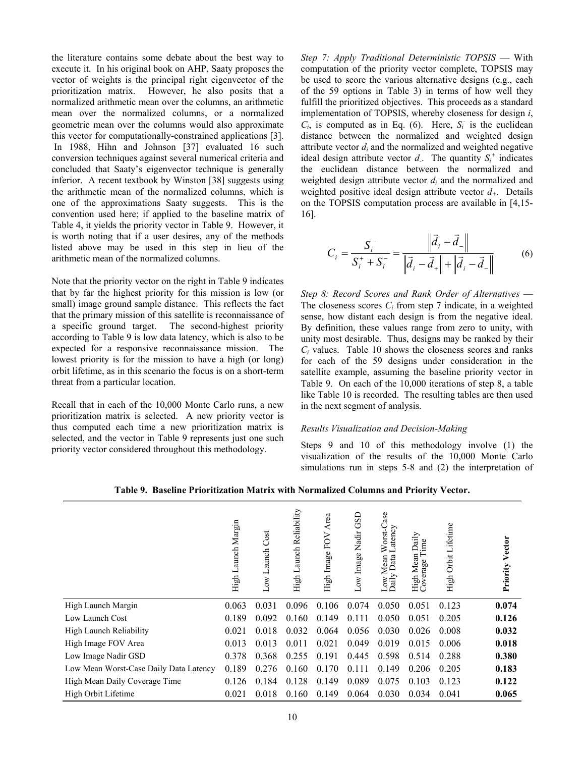the literature contains some debate about the best way to execute it. In his original book on AHP, Saaty proposes the vector of weights is the principal right eigenvector of the prioritization matrix. However, he also posits that a normalized arithmetic mean over the columns, an arithmetic mean over the normalized columns, or a normalized geometric mean over the columns would also approximate this vector for computationally-constrained applications [3]. In 1988, Hihn and Johnson [37] evaluated 16 such conversion techniques against several numerical criteria and concluded that Saaty's eigenvector technique is generally inferior. A recent textbook by Winston [38] suggests using the arithmetic mean of the normalized columns, which is one of the approximations Saaty suggests. This is the convention used here; if applied to the baseline matrix of Table 4, it yields the priority vector in Table 9. However, it is worth noting that if a user desires, any of the methods listed above may be used in this step in lieu of the arithmetic mean of the normalized columns.

Note that the priority vector on the right in Table 9 indicates that by far the highest priority for this mission is low (or small) image ground sample distance. This reflects the fact that the primary mission of this satellite is reconnaissance of a specific ground target. The second-highest priority according to Table 9 is low data latency, which is also to be expected for a responsive reconnaissance mission. The lowest priority is for the mission to have a high (or long) orbit lifetime, as in this scenario the focus is on a short-term threat from a particular location.

Recall that in each of the 10,000 Monte Carlo runs, a new prioritization matrix is selected. A new priority vector is thus computed each time a new prioritization matrix is selected, and the vector in Table 9 represents just one such priority vector considered throughout this methodology.

*Step 7: Apply Traditional Deterministic TOPSIS* — With computation of the priority vector complete, TOPSIS may be used to score the various alternative designs (e.g., each of the 59 options in Table 3) in terms of how well they fulfill the prioritized objectives. This proceeds as a standard implementation of TOPSIS, whereby closeness for design $i$, $C_i$, is computed as in Eq. (6). Here, $S_i^-$ is the euclidean distance between the normalized and weighted design attribute vector $d_i$ and the normalized and weighted negative ideal design attribute vector $d_-$. The quantity $S_i^+$ indicates the euclidean distance between the normalized and weighted design attribute vector $d_i$ and the normalized and weighted positive ideal design attribute vector $d_+$. Details on the TOPSIS computation process are available in [4,15-16].

$$C_i = \frac{S_i^-}{S_i^+ + S_i^-} = \frac{\left\| \vec{d}_i - \vec{d}_- \right\|}{\left\| \vec{d}_i - \vec{d}_+ \right\| + \left\| \vec{d}_i - \vec{d}_- \right\|} \qquad (6)$$

*Step 8: Record Scores and Rank Order of Alternatives* — The closeness scores $C_i$ from step 7 indicate, in a weighted sense, how distant each design is from the negative ideal. By definition, these values range from zero to unity, with unity most desirable. Thus, designs may be ranked by their $C_i$ values. Table 10 shows the closeness scores and ranks for each of the 59 designs under consideration in the satellite example, assuming the baseline priority vector in Table 9. On each of the 10,000 iterations of step 8, a table like Table 10 is recorded. The resulting tables are then used in the next segment of analysis.

### *Results Visualization and Decision-Making*

Steps 9 and 10 of this methodology involve (1) the visualization of the results of the 10,000 Monte Carlo simulations run in steps 5-8 and (2) the interpretation of

**Table 9. Baseline Prioritization Matrix with Normalized Columns and Priority Vector.**

| | High Launch Margin | Low Launch Cost | High Launch Reliability | High Image FOV Area | Low Image Nadir GSD | Low Mean Worst-Case Daily Data Latency | High Mean Daily Coverage Time | High Orbit Lifetime | **Priority Vector** |
|---|---|---|---|---|---|---|---|---|---|
| High Launch Margin | 0.063 | 0.031 | 0.096 | 0.106 | 0.074 | 0.050 | 0.051 | 0.123 | **0.074** |
| Low Launch Cost | 0.189 | 0.092 | 0.160 | 0.149 | 0.111 | 0.050 | 0.051 | 0.205 | **0.126** |
| High Launch Reliability | 0.021 | 0.018 | 0.032 | 0.064 | 0.056 | 0.030 | 0.026 | 0.008 | **0.032** |
| High Image FOV Area | 0.013 | 0.013 | 0.011 | 0.021 | 0.049 | 0.019 | 0.015 | 0.006 | **0.018** |
| Low Image Nadir GSD | 0.378 | 0.368 | 0.255 | 0.191 | 0.445 | 0.598 | 0.514 | 0.288 | **0.380** |
| Low Mean Worst-Case Daily Data Latency | 0.189 | 0.276 | 0.160 | 0.170 | 0.111 | 0.149 | 0.206 | 0.205 | **0.183** |
| High Mean Daily Coverage Time | 0.126 | 0.184 | 0.128 | 0.149 | 0.089 | 0.075 | 0.103 | 0.123 | **0.122** |
| High Orbit Lifetime | 0.021 | 0.018 | 0.160 | 0.149 | 0.064 | 0.030 | 0.034 | 0.041 | **0.065** |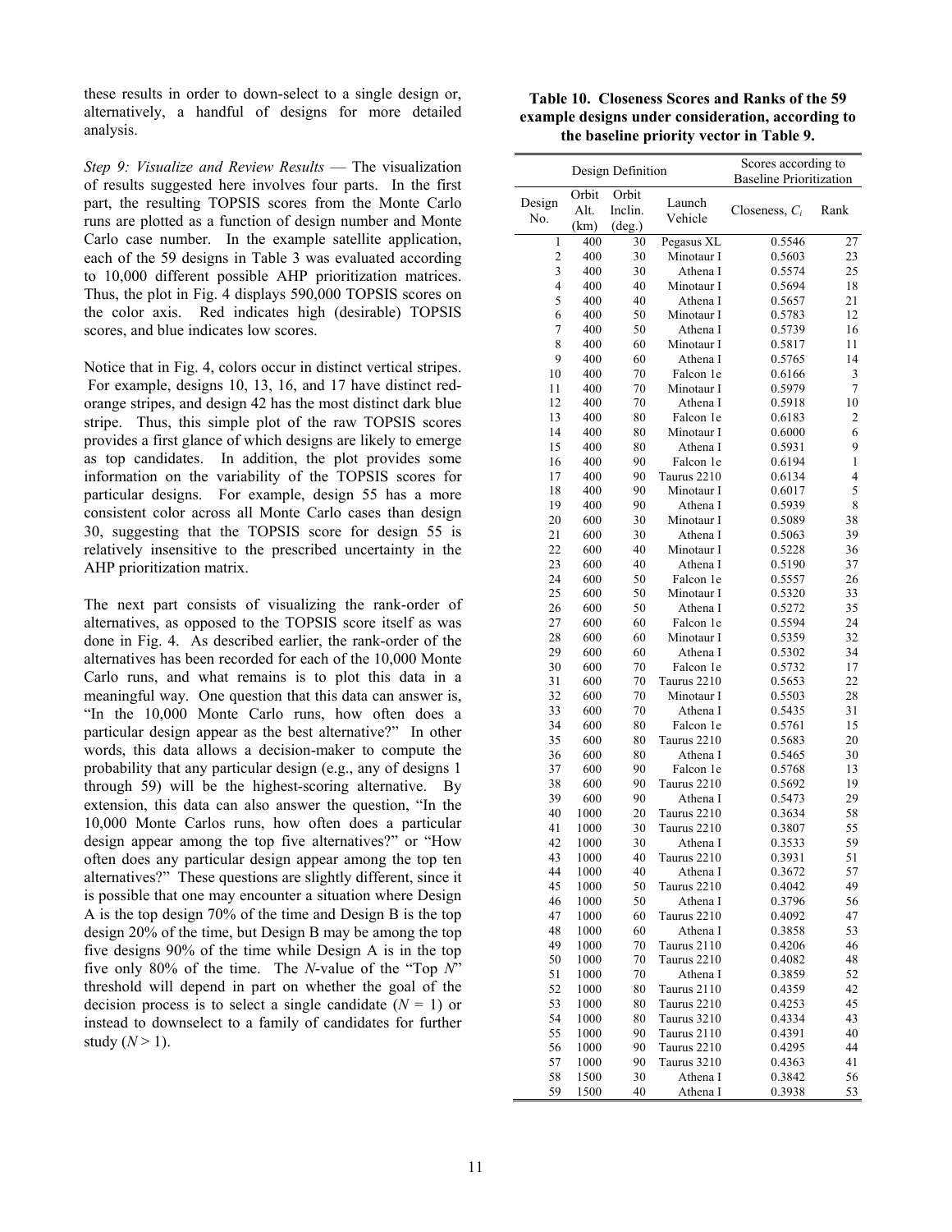these results in order to down-select to a single design or, alternatively, a handful of designs for more detailed analysis.

*Step 9: Visualize and Review Results* — The visualization of results suggested here involves four parts. In the first part, the resulting TOPSIS scores from the Monte Carlo runs are plotted as a function of design number and Monte Carlo case number. In the example satellite application, each of the 59 designs in Table 3 was evaluated according to 10,000 different possible AHP prioritization matrices. Thus, the plot in Fig. 4 displays 590,000 TOPSIS scores on the color axis. Red indicates high (desirable) TOPSIS scores, and blue indicates low scores.

Notice that in Fig. 4, colors occur in distinct vertical stripes. For example, designs 10, 13, 16, and 17 have distinct red-orange stripes, and design 42 has the most distinct dark blue stripe. Thus, this simple plot of the raw TOPSIS scores provides a first glance of which designs are likely to emerge as top candidates. In addition, the plot provides some information on the variability of the TOPSIS scores for particular designs. For example, design 55 has a more consistent color across all Monte Carlo cases than design 30, suggesting that the TOPSIS score for design 55 is relatively insensitive to the prescribed uncertainty in the AHP prioritization matrix.

The next part consists of visualizing the rank-order of alternatives, as opposed to the TOPSIS score itself as was done in Fig. 4. As described earlier, the rank-order of the alternatives has been recorded for each of the 10,000 Monte Carlo runs, and what remains is to plot this data in a meaningful way. One question that this data can answer is, "In the 10,000 Monte Carlo runs, how often does a particular design appear as the best alternative?" In other words, this data allows a decision-maker to compute the probability that any particular design (e.g., any of designs 1 through 59) will be the highest-scoring alternative. By extension, this data can also answer the question, "In the 10,000 Monte Carlos runs, how often does a particular design appear among the top five alternatives?" or "How often does any particular design appear among the top ten alternatives?" These questions are slightly different, since it is possible that one may encounter a situation where Design A is the top design 70% of the time and Design B is the top design 20% of the time, but Design B may be among the top five designs 90% of the time while Design A is in the top five only 80% of the time. The *N*-value of the "Top *N*" threshold will depend in part on whether the goal of the decision process is to select a single candidate ($N = 1$) or instead to downselect to a family of candidates for further study ($N > 1$).

**Table 10. Closeness Scores and Ranks of the 59 example designs under consideration, according to the baseline priority vector in Table 9.**

| Design Definition | | | | Scores according to Baseline Prioritization | |
|---|---|---|---|---|---|
| Design No. | Orbit Alt. (km) | Orbit Inclin. (deg.) | Launch Vehicle | Closeness, $C_i$ | Rank |
| 1 | 400 | 30 | Pegasus XL | 0.5546 | 27 |
| 2 | 400 | 30 | Minotaur I | 0.5603 | 23 |
| 3 | 400 | 30 | Athena I | 0.5574 | 25 |
| 4 | 400 | 40 | Minotaur I | 0.5694 | 18 |
| 5 | 400 | 40 | Athena I | 0.5657 | 21 |
| 6 | 400 | 50 | Minotaur I | 0.5783 | 12 |
| 7 | 400 | 50 | Athena I | 0.5739 | 16 |
| 8 | 400 | 60 | Minotaur I | 0.5817 | 11 |
| 9 | 400 | 60 | Athena I | 0.5765 | 14 |
| 10 | 400 | 70 | Falcon 1e | 0.6166 | 3 |
| 11 | 400 | 70 | Minotaur I | 0.5979 | 7 |
| 12 | 400 | 70 | Athena I | 0.5918 | 10 |
| 13 | 400 | 80 | Falcon 1e | 0.6183 | 2 |
| 14 | 400 | 80 | Minotaur I | 0.6000 | 6 |
| 15 | 400 | 80 | Athena I | 0.5931 | 9 |
| 16 | 400 | 90 | Falcon 1e | 0.6194 | 1 |
| 17 | 400 | 90 | Taurus 2210 | 0.6134 | 4 |
| 18 | 400 | 90 | Minotaur I | 0.6017 | 5 |
| 19 | 400 | 90 | Athena I | 0.5939 | 8 |
| 20 | 600 | 30 | Minotaur I | 0.5089 | 38 |
| 21 | 600 | 30 | Athena I | 0.5063 | 39 |
| 22 | 600 | 40 | Minotaur I | 0.5228 | 36 |
| 23 | 600 | 40 | Athena I | 0.5190 | 37 |
| 24 | 600 | 50 | Falcon 1e | 0.5557 | 26 |
| 25 | 600 | 50 | Minotaur I | 0.5320 | 33 |
| 26 | 600 | 50 | Athena I | 0.5272 | 35 |
| 27 | 600 | 60 | Falcon 1e | 0.5594 | 24 |
| 28 | 600 | 60 | Minotaur I | 0.5359 | 32 |
| 29 | 600 | 60 | Athena I | 0.5302 | 34 |
| 30 | 600 | 70 | Falcon 1e | 0.5732 | 17 |
| 31 | 600 | 70 | Taurus 2210 | 0.5653 | 22 |
| 32 | 600 | 70 | Minotaur I | 0.5503 | 28 |
| 33 | 600 | 70 | Athena I | 0.5435 | 31 |
| 34 | 600 | 80 | Falcon 1e | 0.5761 | 15 |
| 35 | 600 | 80 | Taurus 2210 | 0.5683 | 20 |
| 36 | 600 | 80 | Athena I | 0.5465 | 30 |
| 37 | 600 | 90 | Falcon 1e | 0.5768 | 13 |
| 38 | 600 | 90 | Taurus 2210 | 0.5692 | 19 |
| 39 | 600 | 90 | Athena I | 0.5473 | 29 |
| 40 | 1000 | 20 | Taurus 2210 | 0.3634 | 58 |
| 41 | 1000 | 30 | Taurus 2210 | 0.3807 | 55 |
| 42 | 1000 | 30 | Athena I | 0.3533 | 59 |
| 43 | 1000 | 40 | Taurus 2210 | 0.3931 | 51 |
| 44 | 1000 | 40 | Athena I | 0.3672 | 57 |
| 45 | 1000 | 50 | Taurus 2210 | 0.4042 | 49 |
| 46 | 1000 | 50 | Athena I | 0.3796 | 56 |
| 47 | 1000 | 60 | Taurus 2210 | 0.4092 | 47 |
| 48 | 1000 | 60 | Athena I | 0.3858 | 53 |
| 49 | 1000 | 70 | Taurus 2110 | 0.4206 | 46 |
| 50 | 1000 | 70 | Taurus 2210 | 0.4082 | 48 |
| 51 | 1000 | 70 | Athena I | 0.3859 | 52 |
| 52 | 1000 | 80 | Taurus 2110 | 0.4359 | 42 |
| 53 | 1000 | 80 | Taurus 2210 | 0.4253 | 45 |
| 54 | 1000 | 80 | Taurus 3210 | 0.4334 | 43 |
| 55 | 1000 | 90 | Taurus 2110 | 0.4391 | 40 |
| 56 | 1000 | 90 | Taurus 2210 | 0.4295 | 44 |
| 57 | 1000 | 90 | Taurus 3210 | 0.4363 | 41 |
| 58 | 1500 | 30 | Athena I | 0.3842 | 56 |
| 59 | 1500 | 40 | Athena I | 0.3938 | 53 |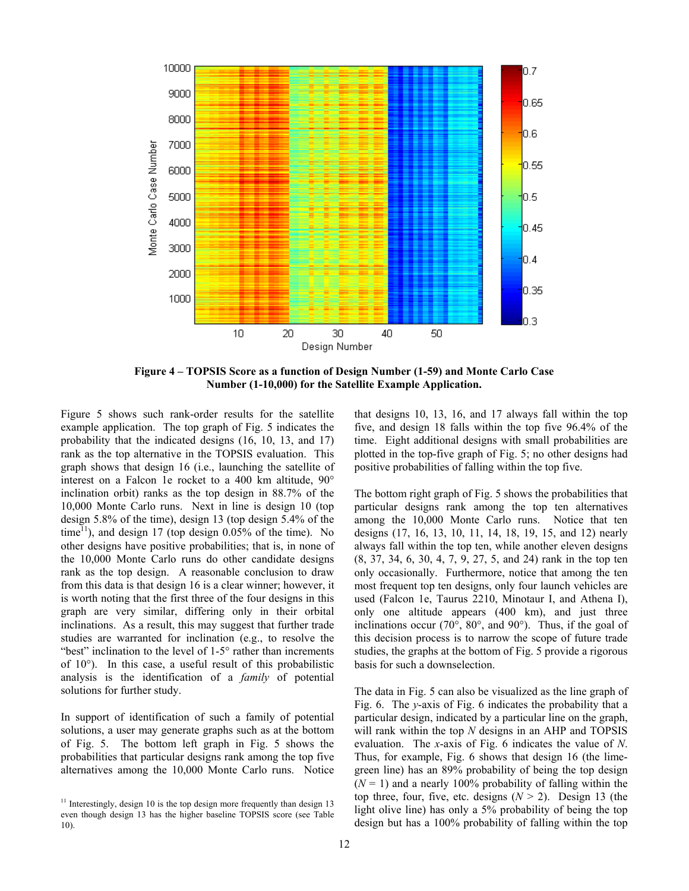**Figure 4 – TOPSIS Score as a function of Design Number (1-59) and Monte Carlo Case Number (1-10,000) for the Satellite Example Application.**

Figure 5 shows such rank-order results for the satellite example application. The top graph of Fig. 5 indicates the probability that the indicated designs (16, 10, 13, and 17) rank as the top alternative in the TOPSIS evaluation. This graph shows that design 16 (i.e., launching the satellite of interest on a Falcon 1e rocket to a 400 km altitude, 90° inclination orbit) ranks as the top design in 88.7% of the 10,000 Monte Carlo runs. Next in line is design 10 (top design 5.8% of the time), design 13 (top design 5.4% of the time[11]), and design 17 (top design 0.05% of the time). No other designs have positive probabilities; that is, in none of the 10,000 Monte Carlo runs do other candidate designs rank as the top design. A reasonable conclusion to draw from this data is that design 16 is a clear winner; however, it is worth noting that the first three of the four designs in this graph are very similar, differing only in their orbital inclinations. As a result, this may suggest that further trade studies are warranted for inclination (e.g., to resolve the "best" inclination to the level of 1-5° rather than increments of 10°). In this case, a useful result of this probabilistic analysis is the identification of a *family* of potential solutions for further study.

In support of identification of such a family of potential solutions, a user may generate graphs such as at the bottom of Fig. 5. The bottom left graph in Fig. 5 shows the probabilities that particular designs rank among the top five alternatives among the 10,000 Monte Carlo runs. Notice that designs 10, 13, 16, and 17 always fall within the top five, and design 18 falls within the top five 96.4% of the time. Eight additional designs with small probabilities are plotted in the top-five graph of Fig. 5; no other designs had positive probabilities of falling within the top five.

The bottom right graph of Fig. 5 shows the probabilities that particular designs rank among the top ten alternatives among the 10,000 Monte Carlo runs. Notice that ten designs (17, 16, 13, 10, 11, 14, 18, 19, 15, and 12) nearly always fall within the top ten, while another eleven designs (8, 37, 34, 6, 30, 4, 7, 9, 27, 5, and 24) rank in the top ten only occasionally. Furthermore, notice that among the ten most frequent top ten designs, only four launch vehicles are used (Falcon 1e, Taurus 2210, Minotaur I, and Athena I), only one altitude appears (400 km), and just three inclinations occur (70°, 80°, and 90°). Thus, if the goal of this decision process is to narrow the scope of future trade studies, the graphs at the bottom of Fig. 5 provide a rigorous basis for such a downselection.

The data in Fig. 5 can also be visualized as the line graph of Fig. 6. The *y*-axis of Fig. 6 indicates the probability that a particular design, indicated by a particular line on the graph, will rank within the top *N* designs in an AHP and TOPSIS evaluation. The *x*-axis of Fig. 6 indicates the value of *N*. Thus, for example, Fig. 6 shows that design 16 (the lime-green line) has an 89% probability of being the top design ($N = 1$) and a nearly 100% probability of falling within the top three, four, five, etc. designs ($N > 2$). Design 13 (the light olive line) has only a 5% probability of being the top design but has a 100% probability of falling within the top

[11] Interestingly, design 10 is the top design more frequently than design 13 even though design 13 has the higher baseline TOPSIS score (see Table 10).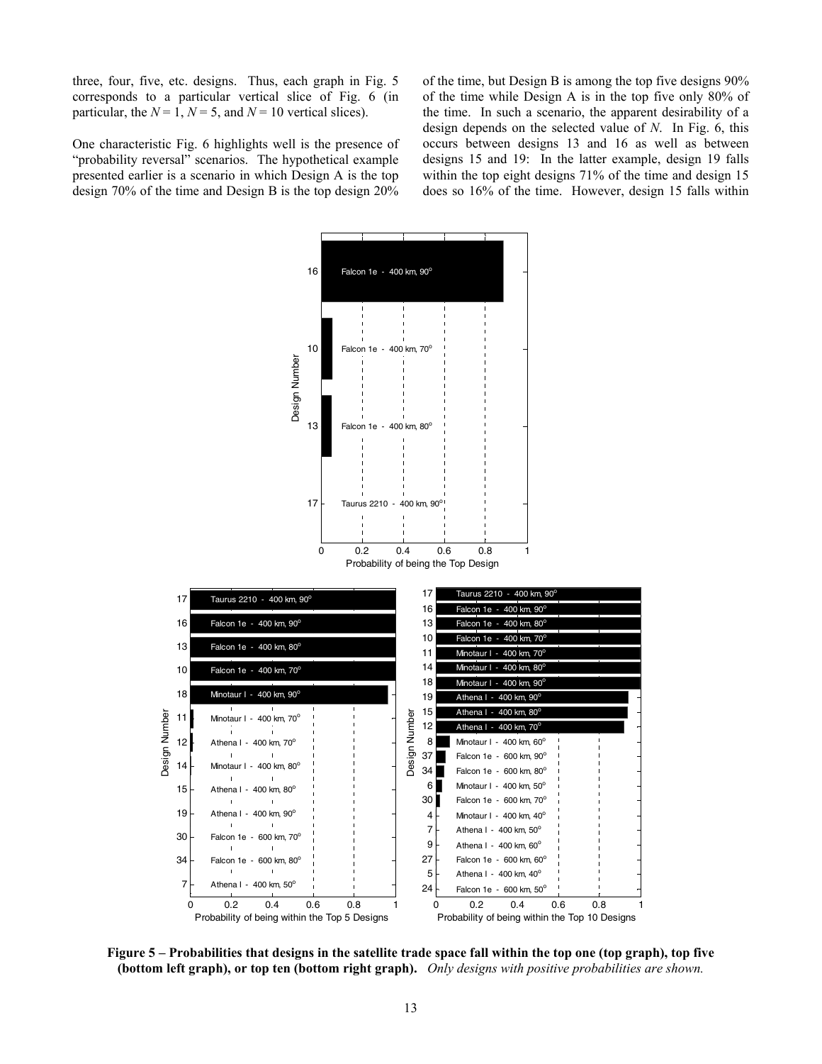three, four, five, etc. designs. Thus, each graph in Fig. 5 corresponds to a particular vertical slice of Fig. 6 (in particular, the $N = 1$, $N = 5$, and $N = 10$ vertical slices).

One characteristic Fig. 6 highlights well is the presence of "probability reversal" scenarios. The hypothetical example presented earlier is a scenario in which Design A is the top design 70% of the time and Design B is the top design 20% of the time, but Design B is among the top five designs 90% of the time while Design A is in the top five only 80% of the time. In such a scenario, the apparent desirability of a design depends on the selected value of $N$. In Fig. 6, this occurs between designs 13 and 16 as well as between designs 15 and 19: In the latter example, design 19 falls within the top eight designs 71% of the time and design 15 does so 16% of the time. However, design 15 falls within

**Figure 5 – Probabilities that designs in the satellite trade space fall within the top one (top graph), top five (bottom left graph), or top ten (bottom right graph).** *Only designs with positive probabilities are shown.*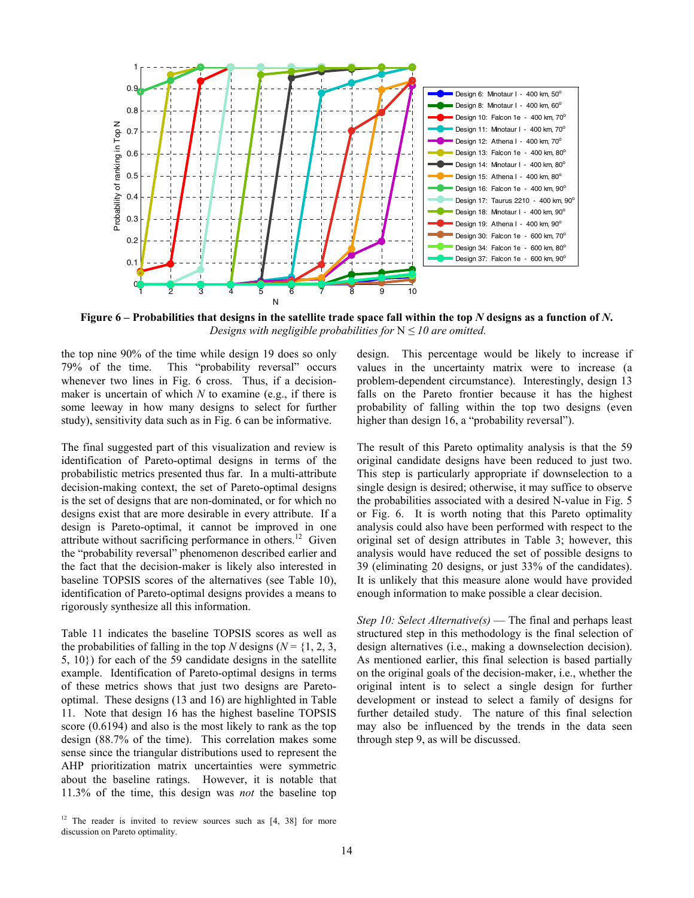**Figure 6 – Probabilities that designs in the satellite trade space fall within the top *N* designs as a function of *N*.** *Designs with negligible probabilities for* N ≤ 10 *are omitted.*

the top nine 90% of the time while design 19 does so only 79% of the time. This "probability reversal" occurs whenever two lines in Fig. 6 cross. Thus, if a decision-maker is uncertain of which *N* to examine (e.g., if there is some leeway in how many designs to select for further study), sensitivity data such as in Fig. 6 can be informative.

The final suggested part of this visualization and review is identification of Pareto-optimal designs in terms of the probabilistic metrics presented thus far. In a multi-attribute decision-making context, the set of Pareto-optimal designs is the set of designs that are non-dominated, or for which no designs exist that are more desirable in every attribute. If a design is Pareto-optimal, it cannot be improved in one attribute without sacrificing performance in others.[12] Given the "probability reversal" phenomenon described earlier and the fact that the decision-maker is likely also interested in baseline TOPSIS scores of the alternatives (see Table 10), identification of Pareto-optimal designs provides a means to rigorously synthesize all this information.

Table 11 indicates the baseline TOPSIS scores as well as the probabilities of falling in the top *N* designs (*N* = {1, 2, 3, 5, 10}) for each of the 59 candidate designs in the satellite example. Identification of Pareto-optimal designs in terms of these metrics shows that just two designs are Pareto-optimal. These designs (13 and 16) are highlighted in Table 11. Note that design 16 has the highest baseline TOPSIS score (0.6194) and also is the most likely to rank as the top design (88.7% of the time). This correlation makes some sense since the triangular distributions used to represent the AHP prioritization matrix uncertainties were symmetric about the baseline ratings. However, it is notable that 11.3% of the time, this design was *not* the baseline top design. This percentage would be likely to increase if values in the uncertainty matrix were to increase (a problem-dependent circumstance). Interestingly, design 13 falls on the Pareto frontier because it has the highest probability of falling within the top two designs (even higher than design 16, a "probability reversal").

The result of this Pareto optimality analysis is that the 59 original candidate designs have been reduced to just two. This step is particularly appropriate if downselection to a single design is desired; otherwise, it may suffice to observe the probabilities associated with a desired N-value in Fig. 5 or Fig. 6. It is worth noting that this Pareto optimality analysis could also have been performed with respect to the original set of design attributes in Table 3; however, this analysis would have reduced the set of possible designs to 39 (eliminating 20 designs, or just 33% of the candidates). It is unlikely that this measure alone would have provided enough information to make possible a clear decision.

*Step 10: Select Alternative(s)* — The final and perhaps least structured step in this methodology is the final selection of design alternatives (i.e., making a downselection decision). As mentioned earlier, this final selection is based partially on the original goals of the decision-maker, i.e., whether the original intent is to select a single design for further development or instead to select a family of designs for further detailed study. The nature of this final selection may also be influenced by the trends in the data seen through step 9, as will be discussed.

[12] The reader is invited to review sources such as [4, 38] for more discussion on Pareto optimality.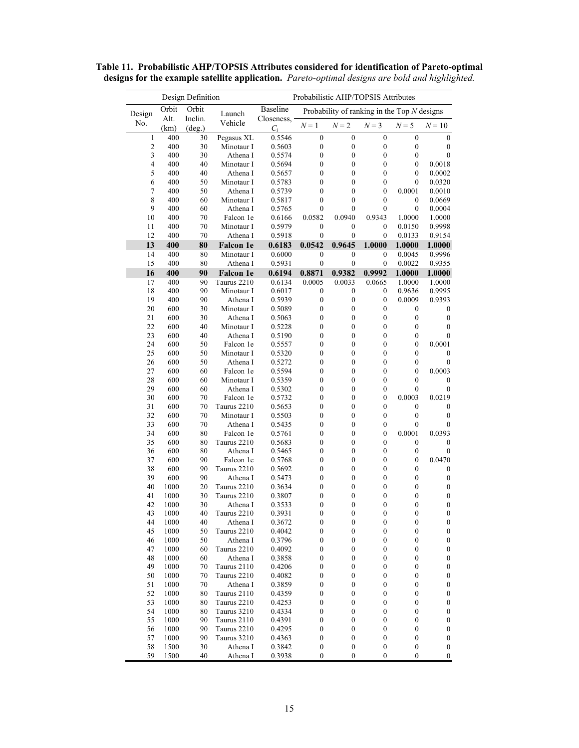**Table 11. Probabilistic AHP/TOPSIS Attributes considered for identification of Pareto-optimal designs for the example satellite application.** *Pareto-optimal designs are bold and highlighted.*

| Design Definition | | | | Probabilistic AHP/TOPSIS Attributes | | | | | |
|---|---|---|---|---|---|---|---|---|---|
| Design No. | Orbit Alt. (km) | Orbit Inclin. (deg.) | Launch Vehicle | Baseline Closeness, $C_i$ | Probability of ranking in the Top $N$ designs | | | | |
| | | | | | $N = 1$ | $N = 2$ | $N = 3$ | $N = 5$ | $N = 10$ |
| 1 | 400 | 30 | Pegasus XL | 0.5546 | 0 | 0 | 0 | 0 | 0 |
| 2 | 400 | 30 | Minotaur I | 0.5603 | 0 | 0 | 0 | 0 | 0 |
| 3 | 400 | 30 | Athena I | 0.5574 | 0 | 0 | 0 | 0 | 0 |
| 4 | 400 | 40 | Minotaur I | 0.5694 | 0 | 0 | 0 | 0 | 0.0018 |
| 5 | 400 | 40 | Athena I | 0.5657 | 0 | 0 | 0 | 0 | 0.0002 |
| 6 | 400 | 50 | Minotaur I | 0.5783 | 0 | 0 | 0 | 0 | 0.0320 |
| 7 | 400 | 50 | Athena I | 0.5739 | 0 | 0 | 0 | 0.0001 | 0.0010 |
| 8 | 400 | 60 | Minotaur I | 0.5817 | 0 | 0 | 0 | 0 | 0.0669 |
| 9 | 400 | 60 | Athena I | 0.5765 | 0 | 0 | 0 | 0 | 0.0004 |
| 10 | 400 | 70 | Falcon 1e | 0.6166 | 0.0582 | 0.0940 | 0.9343 | 1.0000 | 1.0000 |
| 11 | 400 | 70 | Minotaur I | 0.5979 | 0 | 0 | 0 | 0.0150 | 0.9998 |
| 12 | 400 | 70 | Athena I | 0.5918 | 0 | 0 | 0 | 0.0133 | 0.9154 |
| **13** | **400** | **80** | **Falcon 1e** | **0.6183** | **0.0542** | **0.9645** | **1.0000** | **1.0000** | **1.0000** |
| 14 | 400 | 80 | Minotaur I | 0.6000 | 0 | 0 | 0 | 0.0045 | 0.9996 |
| 15 | 400 | 80 | Athena I | 0.5931 | 0 | 0 | 0 | 0.0022 | 0.9355 |
| **16** | **400** | **90** | **Falcon 1e** | **0.6194** | **0.8871** | **0.9382** | **0.9992** | **1.0000** | **1.0000** |
| 17 | 400 | 90 | Taurus 2210 | 0.6134 | 0.0005 | 0.0033 | 0.0665 | 1.0000 | 1.0000 |
| 18 | 400 | 90 | Minotaur I | 0.6017 | 0 | 0 | 0 | 0.9636 | 0.9995 |
| 19 | 400 | 90 | Athena I | 0.5939 | 0 | 0 | 0 | 0.0009 | 0.9393 |
| 20 | 600 | 30 | Minotaur I | 0.5089 | 0 | 0 | 0 | 0 | 0 |
| 21 | 600 | 30 | Athena I | 0.5063 | 0 | 0 | 0 | 0 | 0 |
| 22 | 600 | 40 | Minotaur I | 0.5228 | 0 | 0 | 0 | 0 | 0 |
| 23 | 600 | 40 | Athena I | 0.5190 | 0 | 0 | 0 | 0 | 0 |
| 24 | 600 | 50 | Falcon 1e | 0.5557 | 0 | 0 | 0 | 0 | 0.0001 |
| 25 | 600 | 50 | Minotaur I | 0.5320 | 0 | 0 | 0 | 0 | 0 |
| 26 | 600 | 50 | Athena I | 0.5272 | 0 | 0 | 0 | 0 | 0 |
| 27 | 600 | 60 | Falcon 1e | 0.5594 | 0 | 0 | 0 | 0 | 0.0003 |
| 28 | 600 | 60 | Minotaur I | 0.5359 | 0 | 0 | 0 | 0 | 0 |
| 29 | 600 | 60 | Athena I | 0.5302 | 0 | 0 | 0 | 0 | 0 |
| 30 | 600 | 70 | Falcon 1e | 0.5732 | 0 | 0 | 0 | 0.0003 | 0.0219 |
| 31 | 600 | 70 | Taurus 2210 | 0.5653 | 0 | 0 | 0 | 0 | 0 |
| 32 | 600 | 70 | Minotaur I | 0.5503 | 0 | 0 | 0 | 0 | 0 |
| 33 | 600 | 70 | Athena I | 0.5435 | 0 | 0 | 0 | 0 | 0 |
| 34 | 600 | 80 | Falcon 1e | 0.5761 | 0 | 0 | 0 | 0.0001 | 0.0393 |
| 35 | 600 | 80 | Taurus 2210 | 0.5683 | 0 | 0 | 0 | 0 | 0 |
| 36 | 600 | 80 | Athena I | 0.5465 | 0 | 0 | 0 | 0 | 0 |
| 37 | 600 | 90 | Falcon 1e | 0.5768 | 0 | 0 | 0 | 0 | 0.0470 |
| 38 | 600 | 90 | Taurus 2210 | 0.5692 | 0 | 0 | 0 | 0 | 0 |
| 39 | 600 | 90 | Athena I | 0.5473 | 0 | 0 | 0 | 0 | 0 |
| 40 | 1000 | 20 | Taurus 2210 | 0.3634 | 0 | 0 | 0 | 0 | 0 |
| 41 | 1000 | 30 | Taurus 2210 | 0.3807 | 0 | 0 | 0 | 0 | 0 |
| 42 | 1000 | 30 | Athena I | 0.3533 | 0 | 0 | 0 | 0 | 0 |
| 43 | 1000 | 40 | Taurus 2210 | 0.3931 | 0 | 0 | 0 | 0 | 0 |
| 44 | 1000 | 40 | Athena I | 0.3672 | 0 | 0 | 0 | 0 | 0 |
| 45 | 1000 | 50 | Taurus 2210 | 0.4042 | 0 | 0 | 0 | 0 | 0 |
| 46 | 1000 | 50 | Athena I | 0.3796 | 0 | 0 | 0 | 0 | 0 |
| 47 | 1000 | 60 | Taurus 2210 | 0.4092 | 0 | 0 | 0 | 0 | 0 |
| 48 | 1000 | 60 | Athena I | 0.3858 | 0 | 0 | 0 | 0 | 0 |
| 49 | 1000 | 70 | Taurus 2110 | 0.4206 | 0 | 0 | 0 | 0 | 0 |
| 50 | 1000 | 70 | Taurus 2210 | 0.4082 | 0 | 0 | 0 | 0 | 0 |
| 51 | 1000 | 70 | Athena I | 0.3859 | 0 | 0 | 0 | 0 | 0 |
| 52 | 1000 | 80 | Taurus 2110 | 0.4359 | 0 | 0 | 0 | 0 | 0 |
| 53 | 1000 | 80 | Taurus 2210 | 0.4253 | 0 | 0 | 0 | 0 | 0 |
| 54 | 1000 | 80 | Taurus 3210 | 0.4334 | 0 | 0 | 0 | 0 | 0 |
| 55 | 1000 | 90 | Taurus 2110 | 0.4391 | 0 | 0 | 0 | 0 | 0 |
| 56 | 1000 | 90 | Taurus 2210 | 0.4295 | 0 | 0 | 0 | 0 | 0 |
| 57 | 1000 | 90 | Taurus 3210 | 0.4363 | 0 | 0 | 0 | 0 | 0 |
| 58 | 1500 | 30 | Athena I | 0.3842 | 0 | 0 | 0 | 0 | 0 |
| 59 | 1500 | 40 | Athena I | 0.3938 | 0 | 0 | 0 | 0 | 0 |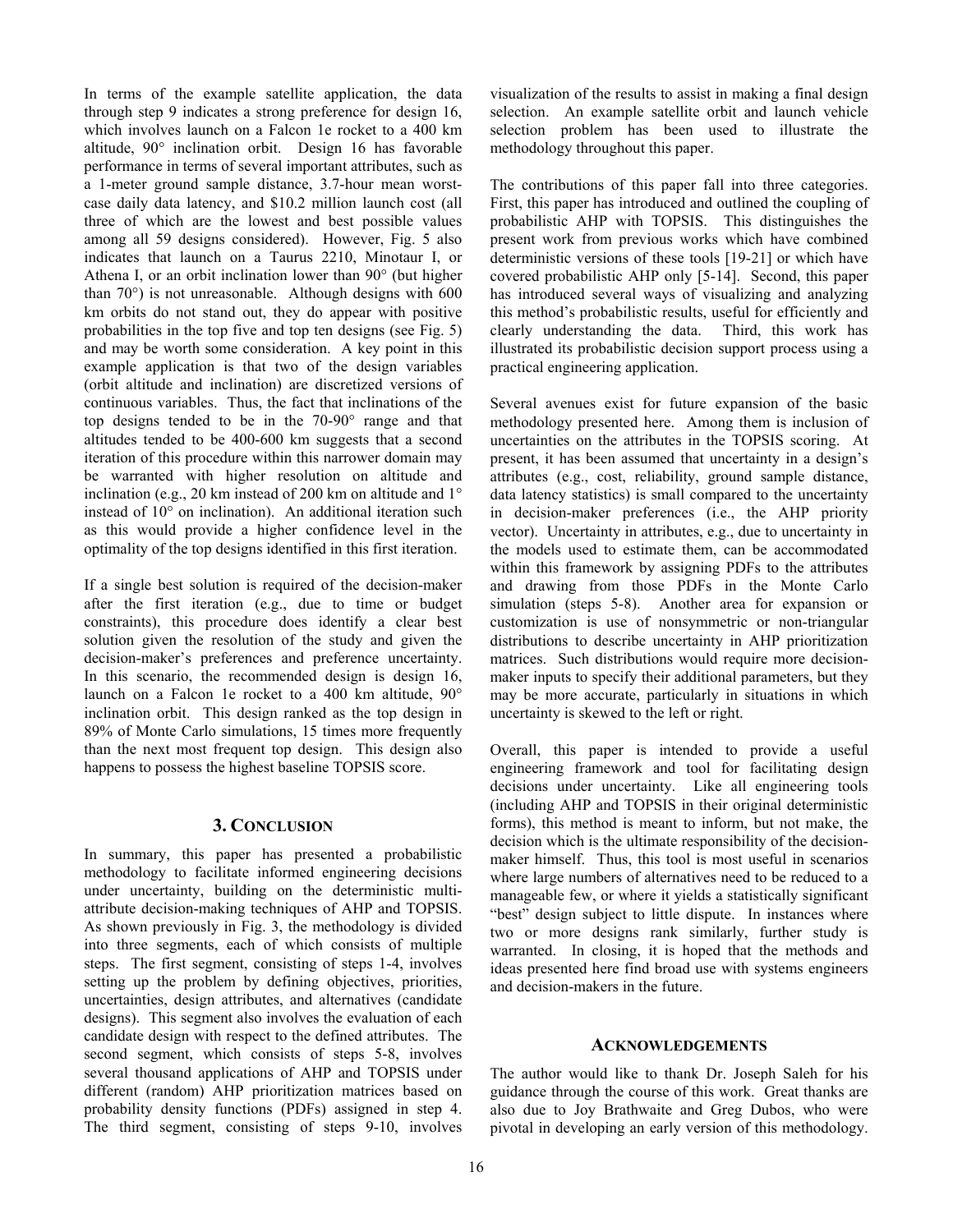In terms of the example satellite application, the data through step 9 indicates a strong preference for design 16, which involves launch on a Falcon 1e rocket to a 400 km altitude, 90° inclination orbit. Design 16 has favorable performance in terms of several important attributes, such as a 1-meter ground sample distance, 3.7-hour mean worst-case daily data latency, and \$10.2 million launch cost (all three of which are the lowest and best possible values among all 59 designs considered). However, Fig. 5 also indicates that launch on a Taurus 2210, Minotaur I, or Athena I, or an orbit inclination lower than 90° (but higher than 70°) is not unreasonable. Although designs with 600 km orbits do not stand out, they do appear with positive probabilities in the top five and top ten designs (see Fig. 5) and may be worth some consideration. A key point in this example application is that two of the design variables (orbit altitude and inclination) are discretized versions of continuous variables. Thus, the fact that inclinations of the top designs tended to be in the 70-90° range and that altitudes tended to be 400-600 km suggests that a second iteration of this procedure within this narrower domain may be warranted with higher resolution on altitude and inclination (e.g., 20 km instead of 200 km on altitude and 1° instead of 10° on inclination). An additional iteration such as this would provide a higher confidence level in the optimality of the top designs identified in this first iteration.

If a single best solution is required of the decision-maker after the first iteration (e.g., due to time or budget constraints), this procedure does identify a clear best solution given the resolution of the study and given the decision-maker's preferences and preference uncertainty. In this scenario, the recommended design is design 16, launch on a Falcon 1e rocket to a 400 km altitude, 90° inclination orbit. This design ranked as the top design in 89% of Monte Carlo simulations, 15 times more frequently than the next most frequent top design. This design also happens to possess the highest baseline TOPSIS score.

## 3. CONCLUSION

In summary, this paper has presented a probabilistic methodology to facilitate informed engineering decisions under uncertainty, building on the deterministic multi-attribute decision-making techniques of AHP and TOPSIS. As shown previously in Fig. 3, the methodology is divided into three segments, each of which consists of multiple steps. The first segment, consisting of steps 1-4, involves setting up the problem by defining objectives, priorities, uncertainties, design attributes, and alternatives (candidate designs). This segment also involves the evaluation of each candidate design with respect to the defined attributes. The second segment, which consists of steps 5-8, involves several thousand applications of AHP and TOPSIS under different (random) AHP prioritization matrices based on probability density functions (PDFs) assigned in step 4. The third segment, consisting of steps 9-10, involves visualization of the results to assist in making a final design selection. An example satellite orbit and launch vehicle selection problem has been used to illustrate the methodology throughout this paper.

The contributions of this paper fall into three categories. First, this paper has introduced and outlined the coupling of probabilistic AHP with TOPSIS. This distinguishes the present work from previous works which have combined deterministic versions of these tools [19-21] or which have covered probabilistic AHP only [5-14]. Second, this paper has introduced several ways of visualizing and analyzing this method's probabilistic results, useful for efficiently and clearly understanding the data. Third, this work has illustrated its probabilistic decision support process using a practical engineering application.

Several avenues exist for future expansion of the basic methodology presented here. Among them is inclusion of uncertainties on the attributes in the TOPSIS scoring. At present, it has been assumed that uncertainty in a design's attributes (e.g., cost, reliability, ground sample distance, data latency statistics) is small compared to the uncertainty in decision-maker preferences (i.e., the AHP priority vector). Uncertainty in attributes, e.g., due to uncertainty in the models used to estimate them, can be accommodated within this framework by assigning PDFs to the attributes and drawing from those PDFs in the Monte Carlo simulation (steps 5-8). Another area for expansion or customization is use of nonsymmetric or non-triangular distributions to describe uncertainty in AHP prioritization matrices. Such distributions would require more decision-maker inputs to specify their additional parameters, but they may be more accurate, particularly in situations in which uncertainty is skewed to the left or right.

Overall, this paper is intended to provide a useful engineering framework and tool for facilitating design decisions under uncertainty. Like all engineering tools (including AHP and TOPSIS in their original deterministic forms), this method is meant to inform, but not make, the decision which is the ultimate responsibility of the decision-maker himself. Thus, this tool is most useful in scenarios where large numbers of alternatives need to be reduced to a manageable few, or where it yields a statistically significant "best" design subject to little dispute. In instances where two or more designs rank similarly, further study is warranted. In closing, it is hoped that the methods and ideas presented here find broad use with systems engineers and decision-makers in the future.

## ACKNOWLEDGEMENTS

The author would like to thank Dr. Joseph Saleh for his guidance through the course of this work. Great thanks are also due to Joy Brathwaite and Greg Dubos, who were pivotal in developing an early version of this methodology.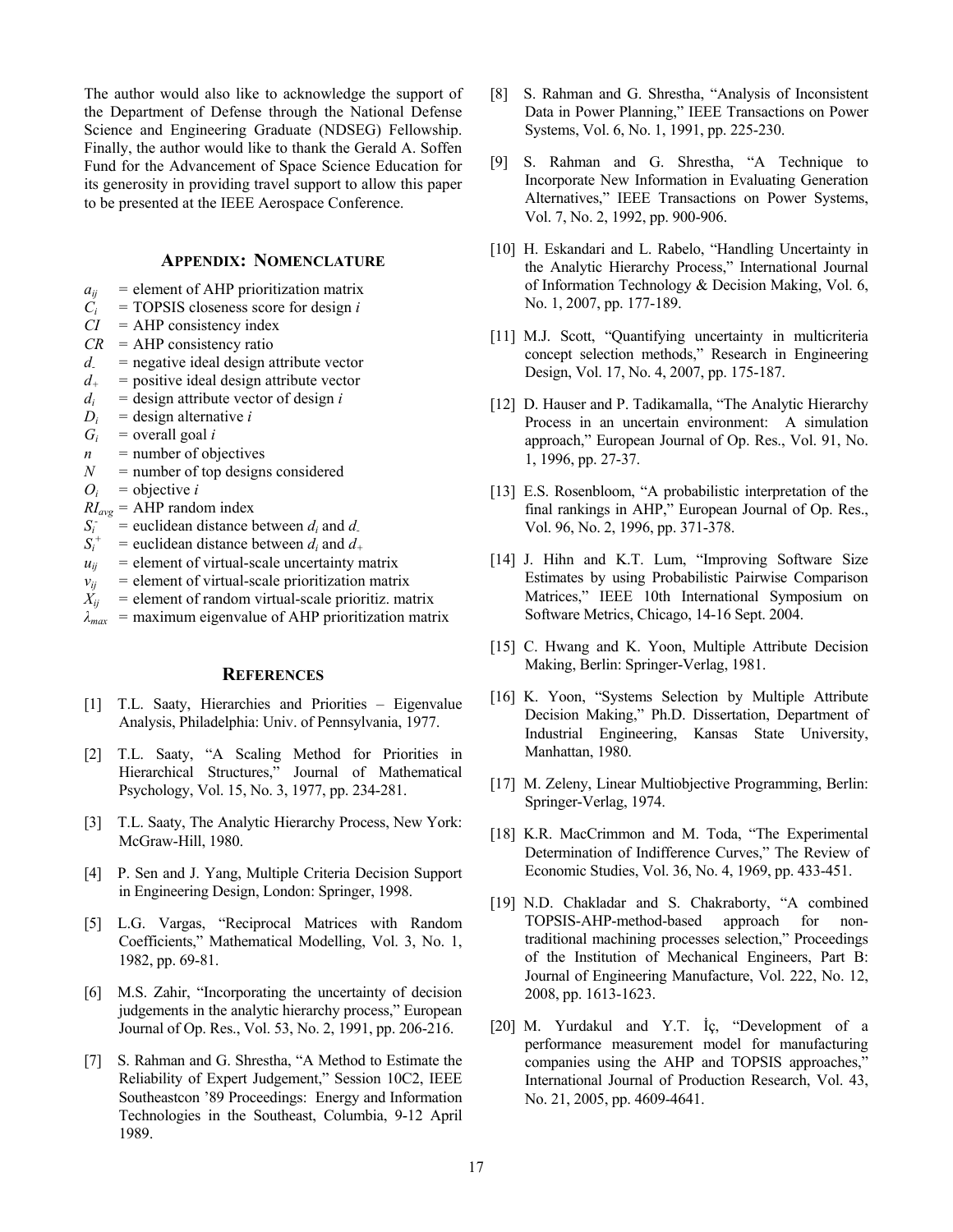The author would also like to acknowledge the support of the Department of Defense through the National Defense Science and Engineering Graduate (NDSEG) Fellowship. Finally, the author would like to thank the Gerald A. Soffen Fund for the Advancement of Space Science Education for its generosity in providing travel support to allow this paper to be presented at the IEEE Aerospace Conference.

## Appendix: Nomenclature

$a_{ij}$ = element of AHP prioritization matrix
$C_i$ = TOPSIS closeness score for design $i$
$CI$ = AHP consistency index
$CR$ = AHP consistency ratio
$d_-$ = negative ideal design attribute vector
$d_+$ = positive ideal design attribute vector
$d_i$ = design attribute vector of design $i$
$D_i$ = design alternative $i$
$G_i$ = overall goal $i$
$n$ = number of objectives
$N$ = number of top designs considered
$O_i$ = objective $i$
$RI_{avg}$ = AHP random index
$S_i^-$ = euclidean distance between $d_i$ and $d_-$
$S_i^+$ = euclidean distance between $d_i$ and $d_+$
$u_{ij}$ = element of virtual-scale uncertainty matrix
$v_{ij}$ = element of virtual-scale prioritization matrix
$X_{ij}$ = element of random virtual-scale prioritiz. matrix
$\lambda_{max}$ = maximum eigenvalue of AHP prioritization matrix

## References

[1] T.L. Saaty, Hierarchies and Priorities – Eigenvalue Analysis, Philadelphia: Univ. of Pennsylvania, 1977.

[2] T.L. Saaty, "A Scaling Method for Priorities in Hierarchical Structures," Journal of Mathematical Psychology, Vol. 15, No. 3, 1977, pp. 234-281.

[3] T.L. Saaty, The Analytic Hierarchy Process, New York: McGraw-Hill, 1980.

[4] P. Sen and J. Yang, Multiple Criteria Decision Support in Engineering Design, London: Springer, 1998.

[5] L.G. Vargas, "Reciprocal Matrices with Random Coefficients," Mathematical Modelling, Vol. 3, No. 1, 1982, pp. 69-81.

[6] M.S. Zahir, "Incorporating the uncertainty of decision judgements in the analytic hierarchy process," European Journal of Op. Res., Vol. 53, No. 2, 1991, pp. 206-216.

[7] S. Rahman and G. Shrestha, "A Method to Estimate the Reliability of Expert Judgement," Session 10C2, IEEE Southeastcon '89 Proceedings: Energy and Information Technologies in the Southeast, Columbia, 9-12 April 1989.

[8] S. Rahman and G. Shrestha, "Analysis of Inconsistent Data in Power Planning," IEEE Transactions on Power Systems, Vol. 6, No. 1, 1991, pp. 225-230.

[9] S. Rahman and G. Shrestha, "A Technique to Incorporate New Information in Evaluating Generation Alternatives," IEEE Transactions on Power Systems, Vol. 7, No. 2, 1992, pp. 900-906.

[10] H. Eskandari and L. Rabelo, "Handling Uncertainty in the Analytic Hierarchy Process," International Journal of Information Technology & Decision Making, Vol. 6, No. 1, 2007, pp. 177-189.

[11] M.J. Scott, "Quantifying uncertainty in multicriteria concept selection methods," Research in Engineering Design, Vol. 17, No. 4, 2007, pp. 175-187.

[12] D. Hauser and P. Tadikamalla, "The Analytic Hierarchy Process in an uncertain environment: A simulation approach," European Journal of Op. Res., Vol. 91, No. 1, 1996, pp. 27-37.

[13] E.S. Rosenbloom, "A probabilistic interpretation of the final rankings in AHP," European Journal of Op. Res., Vol. 96, No. 2, 1996, pp. 371-378.

[14] J. Hihn and K.T. Lum, "Improving Software Size Estimates by using Probabilistic Pairwise Comparison Matrices," IEEE 10th International Symposium on Software Metrics, Chicago, 14-16 Sept. 2004.

[15] C. Hwang and K. Yoon, Multiple Attribute Decision Making, Berlin: Springer-Verlag, 1981.

[16] K. Yoon, "Systems Selection by Multiple Attribute Decision Making," Ph.D. Dissertation, Department of Industrial Engineering, Kansas State University, Manhattan, 1980.

[17] M. Zeleny, Linear Multiobjective Programming, Berlin: Springer-Verlag, 1974.

[18] K.R. MacCrimmon and M. Toda, "The Experimental Determination of Indifference Curves," The Review of Economic Studies, Vol. 36, No. 4, 1969, pp. 433-451.

[19] N.D. Chakladar and S. Chakraborty, "A combined TOPSIS-AHP-method-based approach for non-traditional machining processes selection," Proceedings of the Institution of Mechanical Engineers, Part B: Journal of Engineering Manufacture, Vol. 222, No. 12, 2008, pp. 1613-1623.

[20] M. Yurdakul and Y.T. İç, "Development of a performance measurement model for manufacturing companies using the AHP and TOPSIS approaches," International Journal of Production Research, Vol. 43, No. 21, 2005, pp. 4609-4641.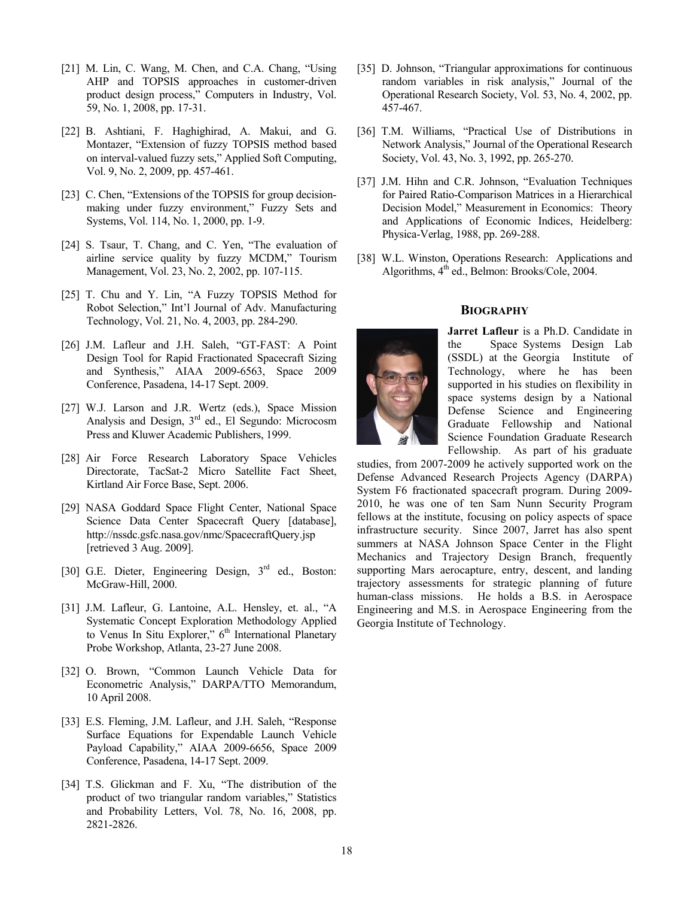[21] M. Lin, C. Wang, M. Chen, and C.A. Chang, "Using AHP and TOPSIS approaches in customer-driven product design process," Computers in Industry, Vol. 59, No. 1, 2008, pp. 17-31.

[22] B. Ashtiani, F. Haghighirad, A. Makui, and G. Montazer, "Extension of fuzzy TOPSIS method based on interval-valued fuzzy sets," Applied Soft Computing, Vol. 9, No. 2, 2009, pp. 457-461.

[23] C. Chen, "Extensions of the TOPSIS for group decision-making under fuzzy environment," Fuzzy Sets and Systems, Vol. 114, No. 1, 2000, pp. 1-9.

[24] S. Tsaur, T. Chang, and C. Yen, "The evaluation of airline service quality by fuzzy MCDM," Tourism Management, Vol. 23, No. 2, 2002, pp. 107-115.

[25] T. Chu and Y. Lin, "A Fuzzy TOPSIS Method for Robot Selection," Int'l Journal of Adv. Manufacturing Technology, Vol. 21, No. 4, 2003, pp. 284-290.

[26] J.M. Lafleur and J.H. Saleh, "GT-FAST: A Point Design Tool for Rapid Fractionated Spacecraft Sizing and Synthesis," AIAA 2009-6563, Space 2009 Conference, Pasadena, 14-17 Sept. 2009.

[27] W.J. Larson and J.R. Wertz (eds.), Space Mission Analysis and Design, 3rd ed., El Segundo: Microcosm Press and Kluwer Academic Publishers, 1999.

[28] Air Force Research Laboratory Space Vehicles Directorate, TacSat-2 Micro Satellite Fact Sheet, Kirtland Air Force Base, Sept. 2006.

[29] NASA Goddard Space Flight Center, National Space Science Data Center Spacecraft Query [database], http://nssdc.gsfc.nasa.gov/nmc/SpacecraftQuery.jsp [retrieved 3 Aug. 2009].

[30] G.E. Dieter, Engineering Design, 3rd ed., Boston: McGraw-Hill, 2000.

[31] J.M. Lafleur, G. Lantoine, A.L. Hensley, et. al., "A Systematic Concept Exploration Methodology Applied to Venus In Situ Explorer," 6th International Planetary Probe Workshop, Atlanta, 23-27 June 2008.

[32] O. Brown, "Common Launch Vehicle Data for Econometric Analysis," DARPA/TTO Memorandum, 10 April 2008.

[33] E.S. Fleming, J.M. Lafleur, and J.H. Saleh, "Response Surface Equations for Expendable Launch Vehicle Payload Capability," AIAA 2009-6656, Space 2009 Conference, Pasadena, 14-17 Sept. 2009.

[34] T.S. Glickman and F. Xu, "The distribution of the product of two triangular random variables," Statistics and Probability Letters, Vol. 78, No. 16, 2008, pp. 2821-2826.

[35] D. Johnson, "Triangular approximations for continuous random variables in risk analysis," Journal of the Operational Research Society, Vol. 53, No. 4, 2002, pp. 457-467.

[36] T.M. Williams, "Practical Use of Distributions in Network Analysis," Journal of the Operational Research Society, Vol. 43, No. 3, 1992, pp. 265-270.

[37] J.M. Hihn and C.R. Johnson, "Evaluation Techniques for Paired Ratio-Comparison Matrices in a Hierarchical Decision Model," Measurement in Economics: Theory and Applications of Economic Indices, Heidelberg: Physica-Verlag, 1988, pp. 269-288.

[38] W.L. Winston, Operations Research: Applications and Algorithms, 4th ed., Belmon: Brooks/Cole, 2004.

## BIOGRAPHY

**Jarret Lafleur** is a Ph.D. Candidate in the Space Systems Design Lab (SSDL) at the Georgia Institute of Technology, where he has been supported in his studies on flexibility in space systems design by a National Defense Science and Engineering Graduate Fellowship and National Science Foundation Graduate Research Fellowship. As part of his graduate studies, from 2007-2009 he actively supported work on the Defense Advanced Research Projects Agency (DARPA) System F6 fractionated spacecraft program. During 2009-2010, he was one of ten Sam Nunn Security Program fellows at the institute, focusing on policy aspects of space infrastructure security. Since 2007, Jarret has also spent summers at NASA Johnson Space Center in the Flight Mechanics and Trajectory Design Branch, frequently supporting Mars aerocapture, entry, descent, and landing trajectory assessments for strategic planning of future human-class missions. He holds a B.S. in Aerospace Engineering and M.S. in Aerospace Engineering from the Georgia Institute of Technology.